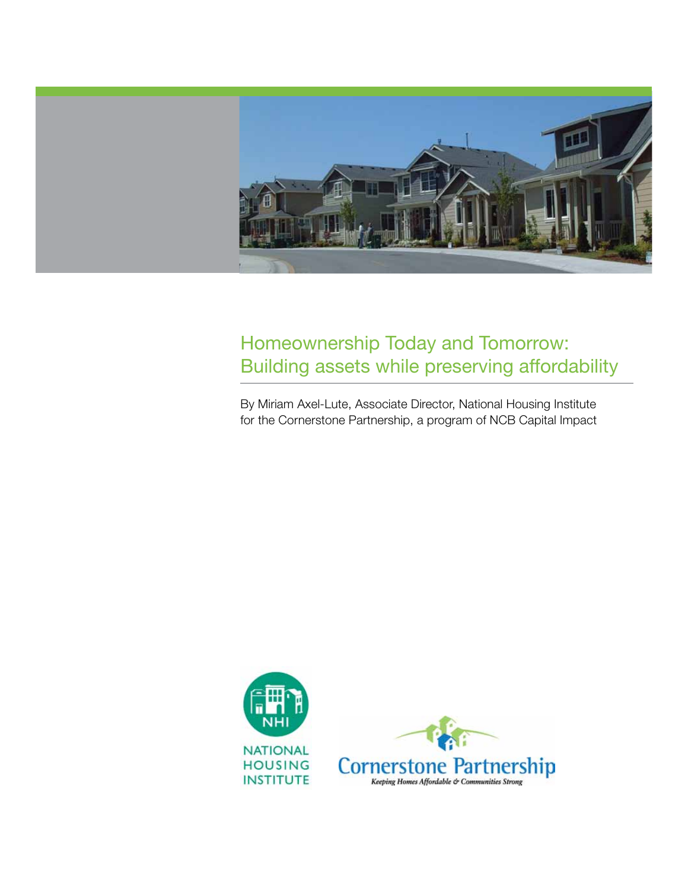# Homeownership Today and Tomorrow: Building assets while preserving affordability

By Miriam Axel-Lute, Associate Director, National Housing Institute for the Cornerstone Partnership, a program of NCB Capital Impact

NHI

NATIONAL HOUSING INSTITUTE

Cornerstone Partnership

*Keeping Homes Affordable & Communities Strong*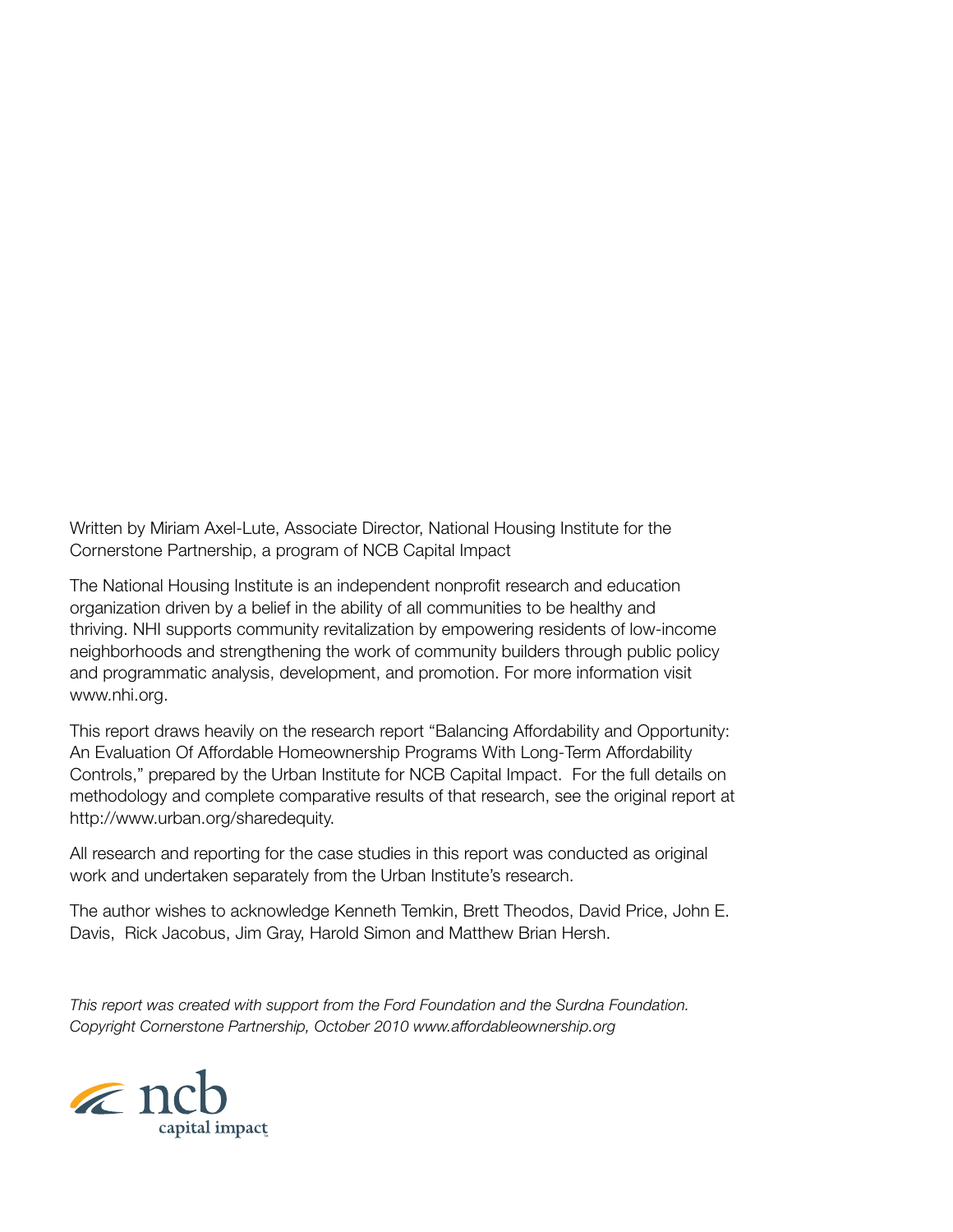Written by Miriam Axel-Lute, Associate Director, National Housing Institute for the Cornerstone Partnership, a program of NCB Capital Impact

The National Housing Institute is an independent nonprofit research and education organization driven by a belief in the ability of all communities to be healthy and thriving. NHI supports community revitalization by empowering residents of low-income neighborhoods and strengthening the work of community builders through public policy and programmatic analysis, development, and promotion. For more information visit www.nhi.org.

This report draws heavily on the research report "Balancing Affordability and Opportunity: An Evaluation Of Affordable Homeownership Programs With Long-Term Affordability Controls," prepared by the Urban Institute for NCB Capital Impact. For the full details on methodology and complete comparative results of that research, see the original report at http://www.urban.org/sharedequity.

All research and reporting for the case studies in this report was conducted as original work and undertaken separately from the Urban Institute's research.

The author wishes to acknowledge Kenneth Temkin, Brett Theodos, David Price, John E. Davis, Rick Jacobus, Jim Gray, Harold Simon and Matthew Brian Hersh.

*This report was created with support from the Ford Foundation and the Surdna Foundation. Copyright Cornerstone Partnership, October 2010 www.affordableownership.org*

ncb capital impact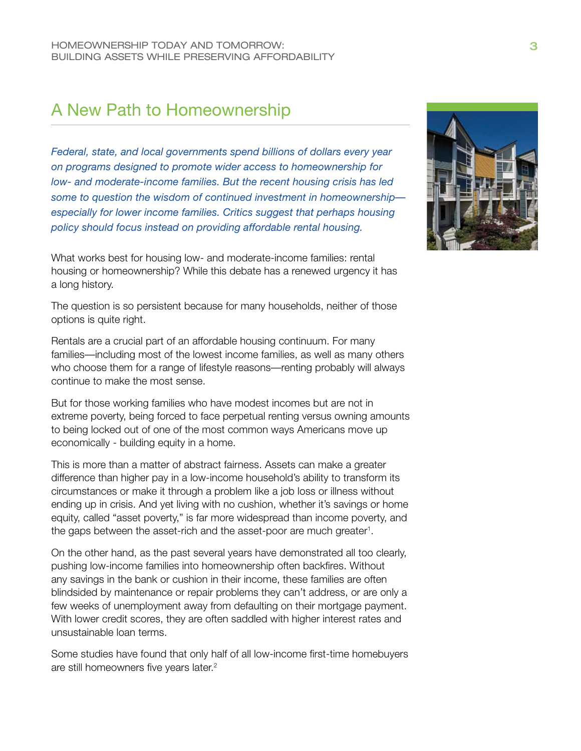## A New Path to Homeownership

*Federal, state, and local governments spend billions of dollars every year on programs designed to promote wider access to homeownership for low- and moderate-income families. But the recent housing crisis has led some to question the wisdom of continued investment in homeownership—especially for lower income families. Critics suggest that perhaps housing policy should focus instead on providing affordable rental housing.*

What works best for housing low- and moderate-income families: rental housing or homeownership? While this debate has a renewed urgency it has a long history.

The question is so persistent because for many households, neither of those options is quite right.

Rentals are a crucial part of an affordable housing continuum. For many families—including most of the lowest income families, as well as many others who choose them for a range of lifestyle reasons—renting probably will always continue to make the most sense.

But for those working families who have modest incomes but are not in extreme poverty, being forced to face perpetual renting versus owning amounts to being locked out of one of the most common ways Americans move up economically - building equity in a home.

This is more than a matter of abstract fairness. Assets can make a greater difference than higher pay in a low-income household's ability to transform its circumstances or make it through a problem like a job loss or illness without ending up in crisis. And yet living with no cushion, whether it's savings or home equity, called "asset poverty," is far more widespread than income poverty, and the gaps between the asset-rich and the asset-poor are much greater[1].

On the other hand, as the past several years have demonstrated all too clearly, pushing low-income families into homeownership often backfires. Without any savings in the bank or cushion in their income, these families are often blindsided by maintenance or repair problems they can't address, or are only a few weeks of unemployment away from defaulting on their mortgage payment. With lower credit scores, they are often saddled with higher interest rates and unsustainable loan terms.

Some studies have found that only half of all low-income first-time homebuyers are still homeowners five years later.[2]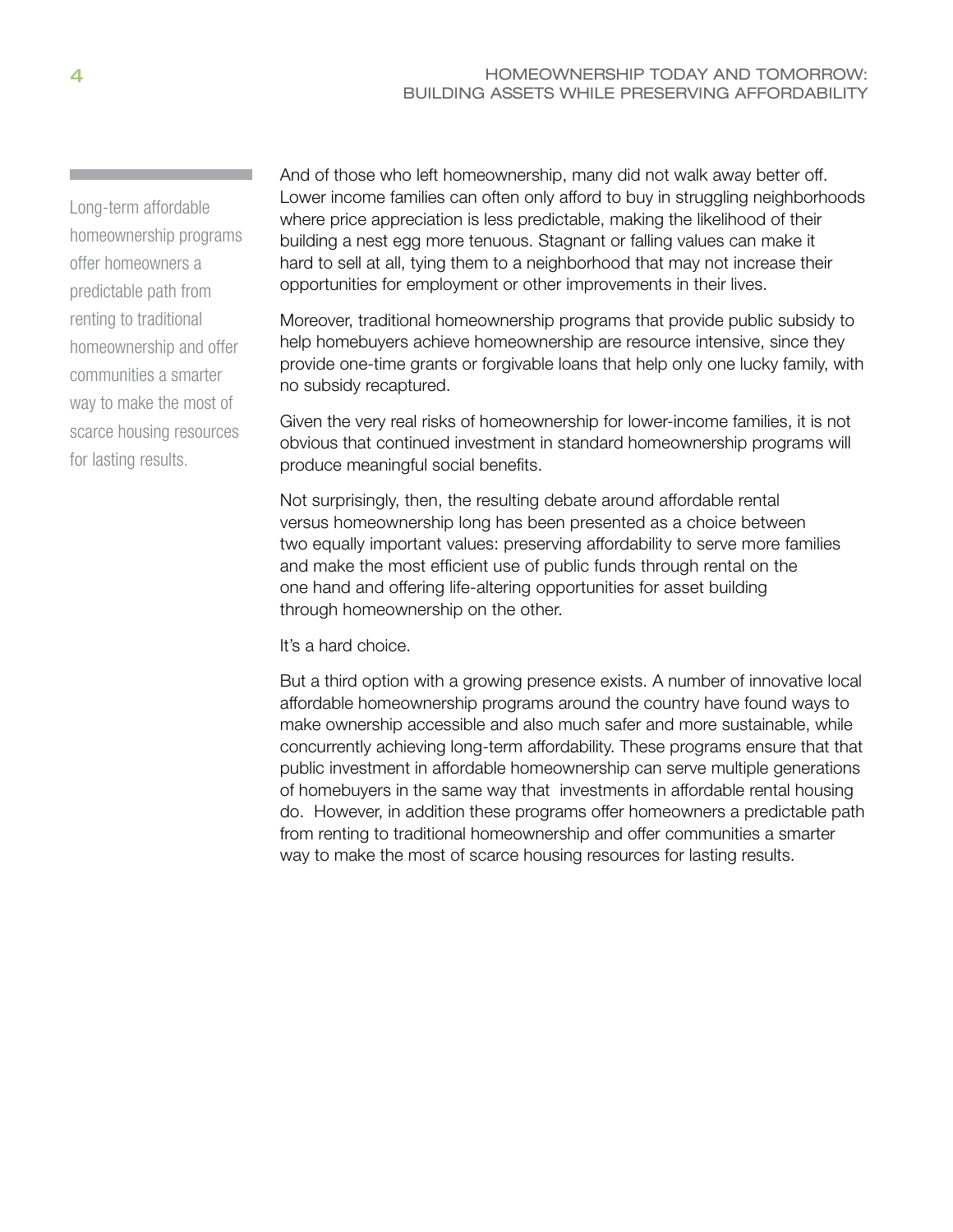> Long-term affordable homeownership programs offer homeowners a predictable path from renting to traditional homeownership and offer communities a smarter way to make the most of scarce housing resources for lasting results.

And of those who left homeownership, many did not walk away better off. Lower income families can often only afford to buy in struggling neighborhoods where price appreciation is less predictable, making the likelihood of their building a nest egg more tenuous. Stagnant or falling values can make it hard to sell at all, tying them to a neighborhood that may not increase their opportunities for employment or other improvements in their lives.

Moreover, traditional homeownership programs that provide public subsidy to help homebuyers achieve homeownership are resource intensive, since they provide one-time grants or forgivable loans that help only one lucky family, with no subsidy recaptured.

Given the very real risks of homeownership for lower-income families, it is not obvious that continued investment in standard homeownership programs will produce meaningful social benefits.

Not surprisingly, then, the resulting debate around affordable rental versus homeownership long has been presented as a choice between two equally important values: preserving affordability to serve more families and make the most efficient use of public funds through rental on the one hand and offering life-altering opportunities for asset building through homeownership on the other.

It's a hard choice.

But a third option with a growing presence exists. A number of innovative local affordable homeownership programs around the country have found ways to make ownership accessible and also much safer and more sustainable, while concurrently achieving long-term affordability. These programs ensure that that public investment in affordable homeownership can serve multiple generations of homebuyers in the same way that investments in affordable rental housing do. However, in addition these programs offer homeowners a predictable path from renting to traditional homeownership and offer communities a smarter way to make the most of scarce housing resources for lasting results.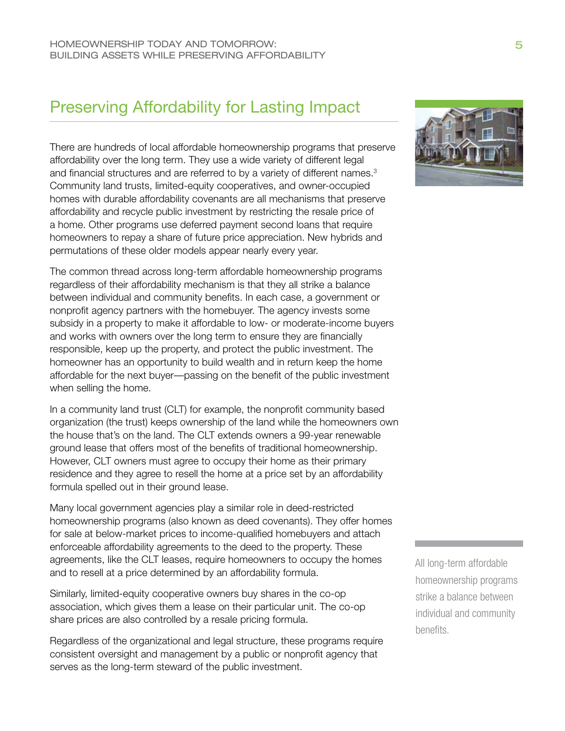## Preserving Affordability for Lasting Impact

There are hundreds of local affordable homeownership programs that preserve affordability over the long term. They use a wide variety of different legal and financial structures and are referred to by a variety of different names.[3] Community land trusts, limited-equity cooperatives, and owner-occupied homes with durable affordability covenants are all mechanisms that preserve affordability and recycle public investment by restricting the resale price of a home. Other programs use deferred payment second loans that require homeowners to repay a share of future price appreciation. New hybrids and permutations of these older models appear nearly every year.

The common thread across long-term affordable homeownership programs regardless of their affordability mechanism is that they all strike a balance between individual and community benefits. In each case, a government or nonprofit agency partners with the homebuyer. The agency invests some subsidy in a property to make it affordable to low- or moderate-income buyers and works with owners over the long term to ensure they are financially responsible, keep up the property, and protect the public investment. The homeowner has an opportunity to build wealth and in return keep the home affordable for the next buyer—passing on the benefit of the public investment when selling the home.

In a community land trust (CLT) for example, the nonprofit community based organization (the trust) keeps ownership of the land while the homeowners own the house that's on the land. The CLT extends owners a 99-year renewable ground lease that offers most of the benefits of traditional homeownership. However, CLT owners must agree to occupy their home as their primary residence and they agree to resell the home at a price set by an affordability formula spelled out in their ground lease.

Many local government agencies play a similar role in deed-restricted homeownership programs (also known as deed covenants). They offer homes for sale at below-market prices to income-qualified homebuyers and attach enforceable affordability agreements to the deed to the property. These agreements, like the CLT leases, require homeowners to occupy the homes and to resell at a price determined by an affordability formula.

Similarly, limited-equity cooperative owners buy shares in the co-op association, which gives them a lease on their particular unit. The co-op share prices are also controlled by a resale pricing formula.

Regardless of the organizational and legal structure, these programs require consistent oversight and management by a public or nonprofit agency that serves as the long-term steward of the public investment.

All long-term affordable homeownership programs strike a balance between individual and community benefits.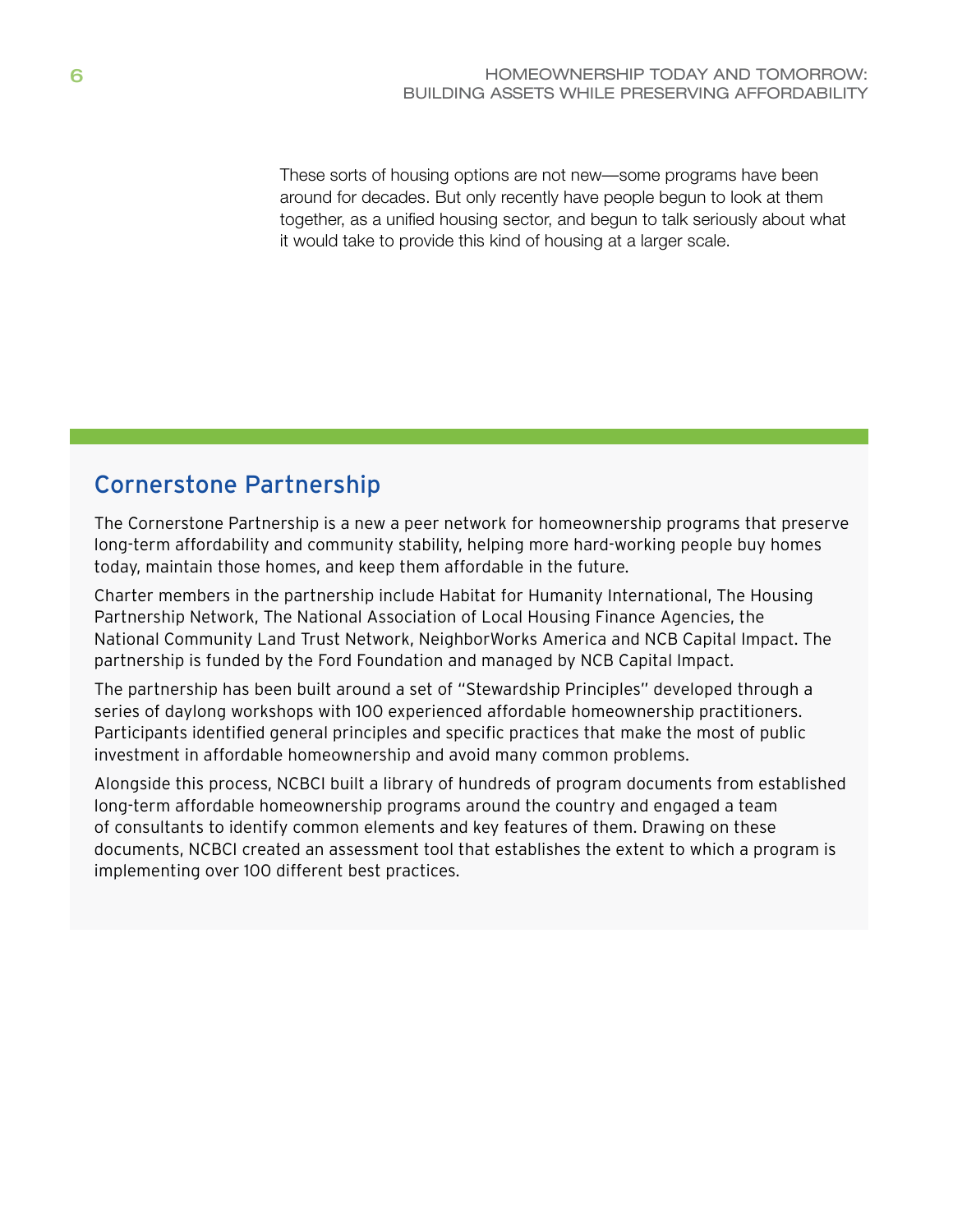These sorts of housing options are not new—some programs have been around for decades. But only recently have people begun to look at them together, as a unified housing sector, and begun to talk seriously about what it would take to provide this kind of housing at a larger scale.

## Cornerstone Partnership

The Cornerstone Partnership is a new a peer network for homeownership programs that preserve long-term affordability and community stability, helping more hard-working people buy homes today, maintain those homes, and keep them affordable in the future.

Charter members in the partnership include Habitat for Humanity International, The Housing Partnership Network, The National Association of Local Housing Finance Agencies, the National Community Land Trust Network, NeighborWorks America and NCB Capital Impact. The partnership is funded by the Ford Foundation and managed by NCB Capital Impact.

The partnership has been built around a set of "Stewardship Principles" developed through a series of daylong workshops with 100 experienced affordable homeownership practitioners. Participants identified general principles and specific practices that make the most of public investment in affordable homeownership and avoid many common problems.

Alongside this process, NCBCI built a library of hundreds of program documents from established long-term affordable homeownership programs around the country and engaged a team of consultants to identify common elements and key features of them. Drawing on these documents, NCBCI created an assessment tool that establishes the extent to which a program is implementing over 100 different best practices.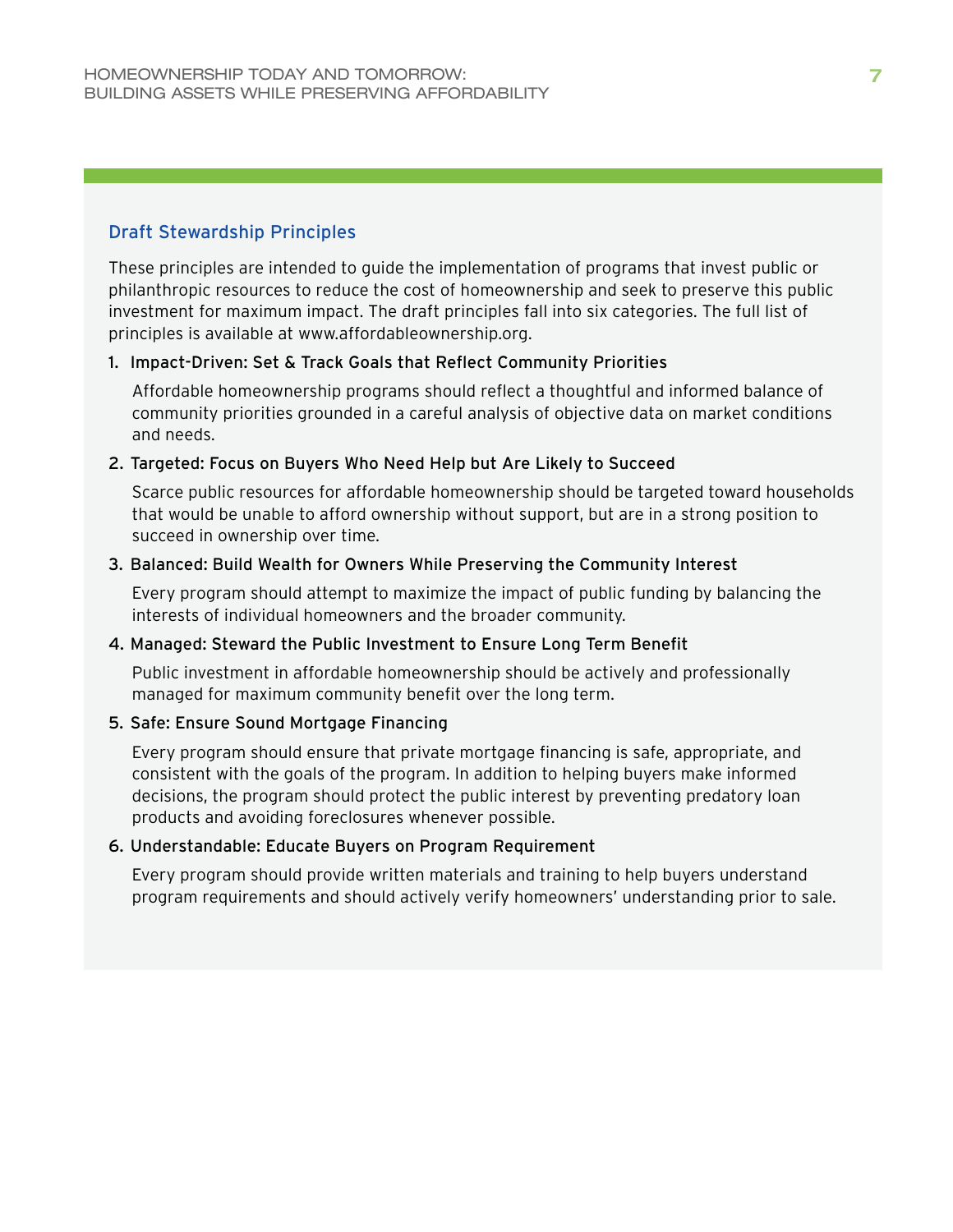## Draft Stewardship Principles

These principles are intended to guide the implementation of programs that invest public or philanthropic resources to reduce the cost of homeownership and seek to preserve this public investment for maximum impact. The draft principles fall into six categories. The full list of principles is available at www.affordableownership.org.

1. **Impact-Driven: Set & Track Goals that Reflect Community Priorities**

   Affordable homeownership programs should reflect a thoughtful and informed balance of community priorities grounded in a careful analysis of objective data on market conditions and needs.

2. **Targeted: Focus on Buyers Who Need Help but Are Likely to Succeed**

   Scarce public resources for affordable homeownership should be targeted toward households that would be unable to afford ownership without support, but are in a strong position to succeed in ownership over time.

3. **Balanced: Build Wealth for Owners While Preserving the Community Interest**

   Every program should attempt to maximize the impact of public funding by balancing the interests of individual homeowners and the broader community.

4. **Managed: Steward the Public Investment to Ensure Long Term Benefit**

   Public investment in affordable homeownership should be actively and professionally managed for maximum community benefit over the long term.

5. **Safe: Ensure Sound Mortgage Financing**

   Every program should ensure that private mortgage financing is safe, appropriate, and consistent with the goals of the program. In addition to helping buyers make informed decisions, the program should protect the public interest by preventing predatory loan products and avoiding foreclosures whenever possible.

6. **Understandable: Educate Buyers on Program Requirement**

   Every program should provide written materials and training to help buyers understand program requirements and should actively verify homeowners' understanding prior to sale.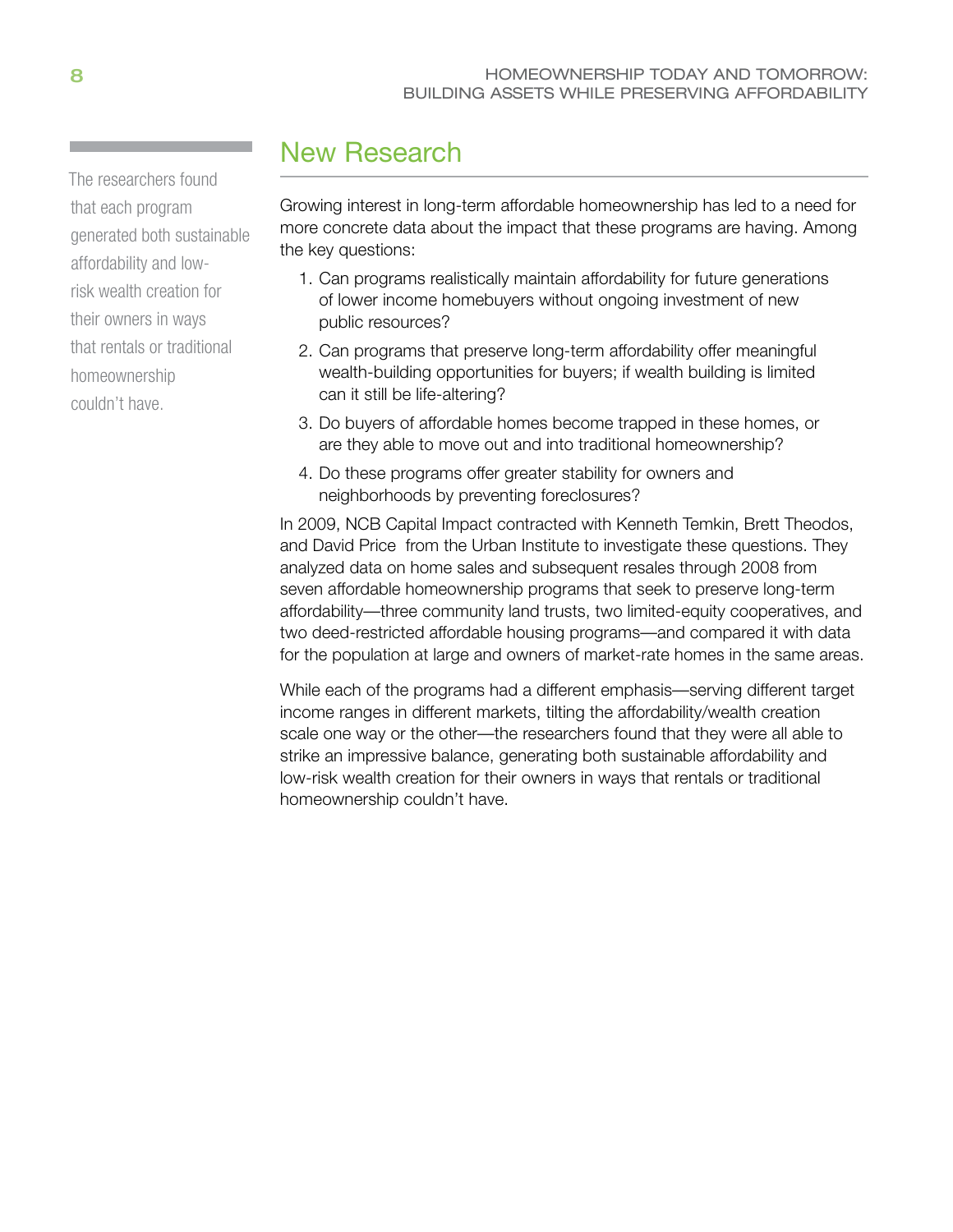> The researchers found that each program generated both sustainable affordability and low-risk wealth creation for their owners in ways that rentals or traditional homeownership couldn't have.

## New Research

Growing interest in long-term affordable homeownership has led to a need for more concrete data about the impact that these programs are having. Among the key questions:

1. Can programs realistically maintain affordability for future generations of lower income homebuyers without ongoing investment of new public resources?
2. Can programs that preserve long-term affordability offer meaningful wealth-building opportunities for buyers; if wealth building is limited can it still be life-altering?
3. Do buyers of affordable homes become trapped in these homes, or are they able to move out and into traditional homeownership?
4. Do these programs offer greater stability for owners and neighborhoods by preventing foreclosures?

In 2009, NCB Capital Impact contracted with Kenneth Temkin, Brett Theodos, and David Price from the Urban Institute to investigate these questions. They analyzed data on home sales and subsequent resales through 2008 from seven affordable homeownership programs that seek to preserve long-term affordability—three community land trusts, two limited-equity cooperatives, and two deed-restricted affordable housing programs—and compared it with data for the population at large and owners of market-rate homes in the same areas.

While each of the programs had a different emphasis—serving different target income ranges in different markets, tilting the affordability/wealth creation scale one way or the other—the researchers found that they were all able to strike an impressive balance, generating both sustainable affordability and low-risk wealth creation for their owners in ways that rentals or traditional homeownership couldn't have.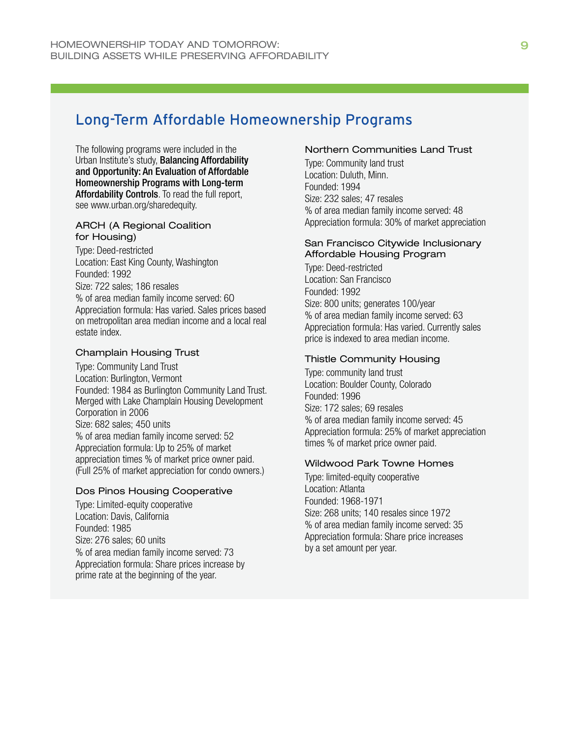## Long-Term Affordable Homeownership Programs

The following programs were included in the Urban Institute's study, **Balancing Affordability and Opportunity: An Evaluation of Affordable Homeownership Programs with Long-term Affordability Controls**. To read the full report, see www.urban.org/sharedequity.

### ARCH (A Regional Coalition for Housing)

Type: Deed-restricted
Location: East King County, Washington
Founded: 1992
Size: 722 sales; 186 resales
% of area median family income served: 60
Appreciation formula: Has varied. Sales prices based on metropolitan area median income and a local real estate index.

### Champlain Housing Trust

Type: Community Land Trust
Location: Burlington, Vermont
Founded: 1984 as Burlington Community Land Trust. Merged with Lake Champlain Housing Development Corporation in 2006
Size: 682 sales; 450 units
% of area median family income served: 52
Appreciation formula: Up to 25% of market appreciation times % of market price owner paid. (Full 25% of market appreciation for condo owners.)

### Dos Pinos Housing Cooperative

Type: Limited-equity cooperative
Location: Davis, California
Founded: 1985
Size: 276 sales; 60 units
% of area median family income served: 73
Appreciation formula: Share prices increase by prime rate at the beginning of the year.

### Northern Communities Land Trust

Type: Community land trust
Location: Duluth, Minn.
Founded: 1994
Size: 232 sales; 47 resales
% of area median family income served: 48
Appreciation formula: 30% of market appreciation

### San Francisco Citywide Inclusionary Affordable Housing Program

Type: Deed-restricted
Location: San Francisco
Founded: 1992
Size: 800 units; generates 100/year
% of area median family income served: 63
Appreciation formula: Has varied. Currently sales price is indexed to area median income.

### Thistle Community Housing

Type: community land trust
Location: Boulder County, Colorado
Founded: 1996
Size: 172 sales; 69 resales
% of area median family income served: 45
Appreciation formula: 25% of market appreciation times % of market price owner paid.

### Wildwood Park Towne Homes

Type: limited-equity cooperative
Location: Atlanta
Founded: 1968-1971
Size: 268 units; 140 resales since 1972
% of area median family income served: 35
Appreciation formula: Share price increases by a set amount per year.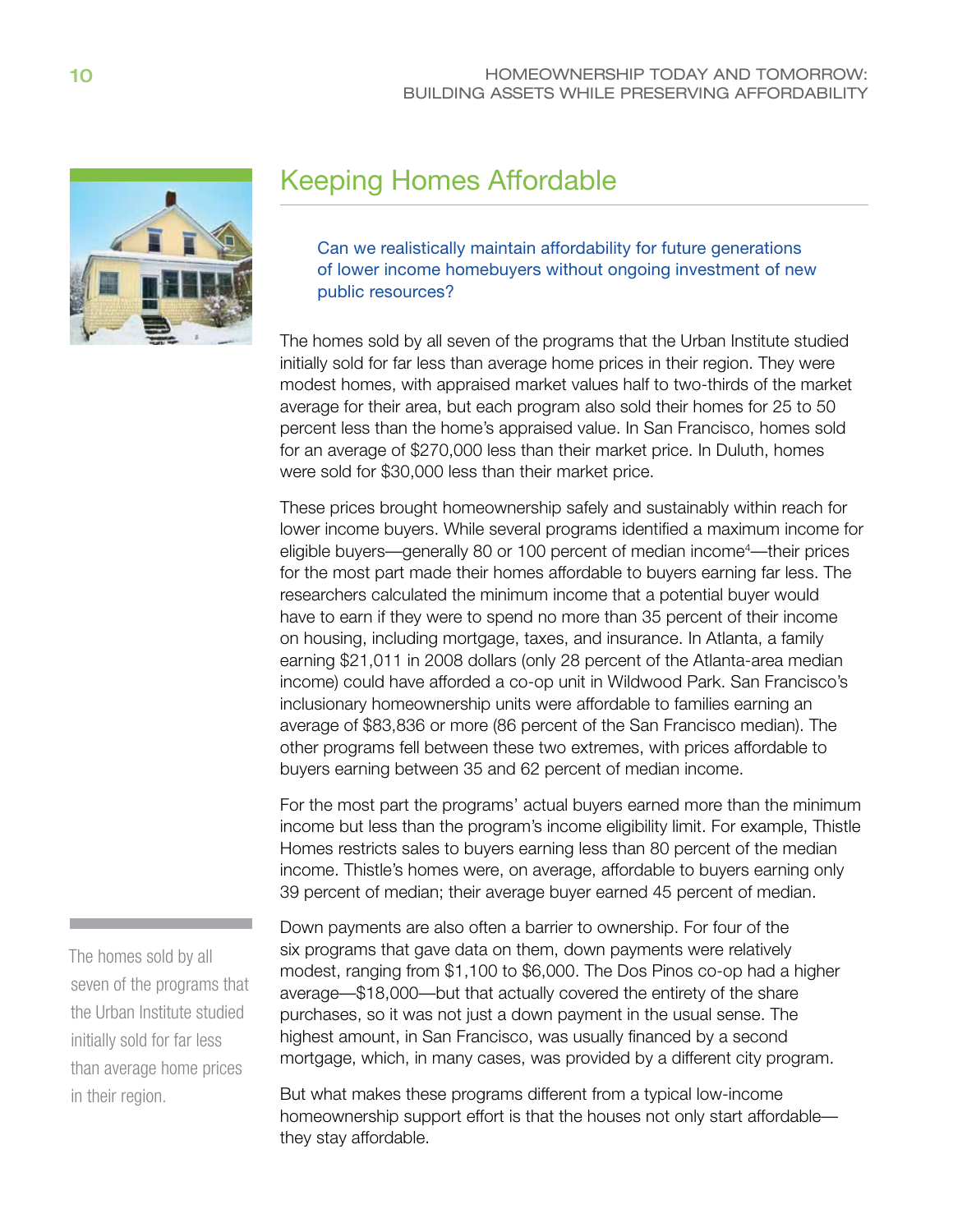## Keeping Homes Affordable

Can we realistically maintain affordability for future generations of lower income homebuyers without ongoing investment of new public resources?

The homes sold by all seven of the programs that the Urban Institute studied initially sold for far less than average home prices in their region. They were modest homes, with appraised market values half to two-thirds of the market average for their area, but each program also sold their homes for 25 to 50 percent less than the home's appraised value. In San Francisco, homes sold for an average of $270,000 less than their market price. In Duluth, homes were sold for $30,000 less than their market price.

These prices brought homeownership safely and sustainably within reach for lower income buyers. While several programs identified a maximum income for eligible buyers—generally 80 or 100 percent of median income[4]—their prices for the most part made their homes affordable to buyers earning far less. The researchers calculated the minimum income that a potential buyer would have to earn if they were to spend no more than 35 percent of their income on housing, including mortgage, taxes, and insurance. In Atlanta, a family earning $21,011 in 2008 dollars (only 28 percent of the Atlanta-area median income) could have afforded a co-op unit in Wildwood Park. San Francisco's inclusionary homeownership units were affordable to families earning an average of $83,836 or more (86 percent of the San Francisco median). The other programs fell between these two extremes, with prices affordable to buyers earning between 35 and 62 percent of median income.

For the most part the programs' actual buyers earned more than the minimum income but less than the program's income eligibility limit. For example, Thistle Homes restricts sales to buyers earning less than 80 percent of the median income. Thistle's homes were, on average, affordable to buyers earning only 39 percent of median; their average buyer earned 45 percent of median.

The homes sold by all seven of the programs that the Urban Institute studied initially sold for far less than average home prices in their region.

Down payments are also often a barrier to ownership. For four of the six programs that gave data on them, down payments were relatively modest, ranging from $1,100 to $6,000. The Dos Pinos co-op had a higher average—$18,000—but that actually covered the entirety of the share purchases, so it was not just a down payment in the usual sense. The highest amount, in San Francisco, was usually financed by a second mortgage, which, in many cases, was provided by a different city program.

But what makes these programs different from a typical low-income homeownership support effort is that the houses not only start affordable—they stay affordable.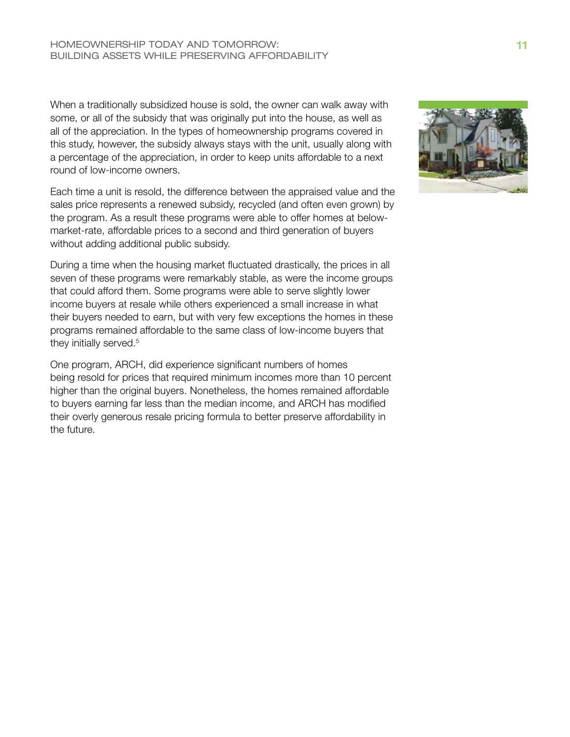When a traditionally subsidized house is sold, the owner can walk away with some, or all of the subsidy that was originally put into the house, as well as all of the appreciation. In the types of homeownership programs covered in this study, however, the subsidy always stays with the unit, usually along with a percentage of the appreciation, in order to keep units affordable to a next round of low-income owners.

Each time a unit is resold, the difference between the appraised value and the sales price represents a renewed subsidy, recycled (and often even grown) by the program. As a result these programs were able to offer homes at below-market-rate, affordable prices to a second and third generation of buyers without adding additional public subsidy.

During a time when the housing market fluctuated drastically, the prices in all seven of these programs were remarkably stable, as were the income groups that could afford them. Some programs were able to serve slightly lower income buyers at resale while others experienced a small increase in what their buyers needed to earn, but with very few exceptions the homes in these programs remained affordable to the same class of low-income buyers that they initially served.[5]

One program, ARCH, did experience significant numbers of homes being resold for prices that required minimum incomes more than 10 percent higher than the original buyers. Nonetheless, the homes remained affordable to buyers earning far less than the median income, and ARCH has modified their overly generous resale pricing formula to better preserve affordability in the future.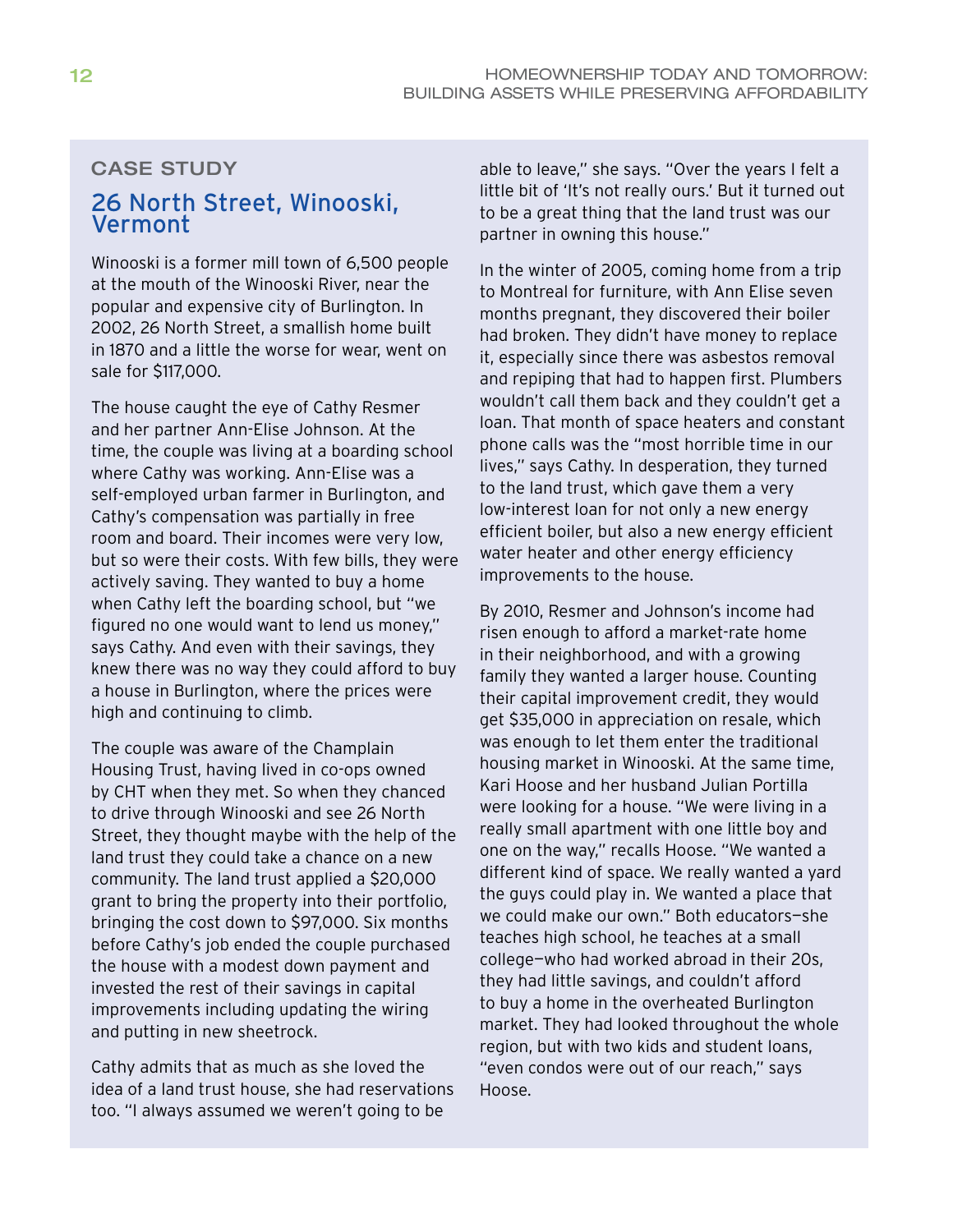## CASE STUDY

### 26 North Street, Winooski, Vermont

Winooski is a former mill town of 6,500 people at the mouth of the Winooski River, near the popular and expensive city of Burlington. In 2002, 26 North Street, a smallish home built in 1870 and a little the worse for wear, went on sale for $117,000.

The house caught the eye of Cathy Resmer and her partner Ann-Elise Johnson. At the time, the couple was living at a boarding school where Cathy was working. Ann-Elise was a self-employed urban farmer in Burlington, and Cathy's compensation was partially in free room and board. Their incomes were very low, but so were their costs. With few bills, they were actively saving. They wanted to buy a home when Cathy left the boarding school, but "we figured no one would want to lend us money," says Cathy. And even with their savings, they knew there was no way they could afford to buy a house in Burlington, where the prices were high and continuing to climb.

The couple was aware of the Champlain Housing Trust, having lived in co-ops owned by CHT when they met. So when they chanced to drive through Winooski and see 26 North Street, they thought maybe with the help of the land trust they could take a chance on a new community. The land trust applied a $20,000 grant to bring the property into their portfolio, bringing the cost down to $97,000. Six months before Cathy's job ended the couple purchased the house with a modest down payment and invested the rest of their savings in capital improvements including updating the wiring and putting in new sheetrock.

Cathy admits that as much as she loved the idea of a land trust house, she had reservations too. "I always assumed we weren't going to be able to leave," she says. "Over the years I felt a little bit of 'It's not really ours.' But it turned out to be a great thing that the land trust was our partner in owning this house."

In the winter of 2005, coming home from a trip to Montreal for furniture, with Ann Elise seven months pregnant, they discovered their boiler had broken. They didn't have money to replace it, especially since there was asbestos removal and repiping that had to happen first. Plumbers wouldn't call them back and they couldn't get a loan. That month of space heaters and constant phone calls was the "most horrible time in our lives," says Cathy. In desperation, they turned to the land trust, which gave them a very low-interest loan for not only a new energy efficient boiler, but also a new energy efficient water heater and other energy efficiency improvements to the house.

By 2010, Resmer and Johnson's income had risen enough to afford a market-rate home in their neighborhood, and with a growing family they wanted a larger house. Counting their capital improvement credit, they would get $35,000 in appreciation on resale, which was enough to let them enter the traditional housing market in Winooski. At the same time, Kari Hoose and her husband Julian Portilla were looking for a house. "We were living in a really small apartment with one little boy and one on the way," recalls Hoose. "We wanted a different kind of space. We really wanted a yard the guys could play in. We wanted a place that we could make our own." Both educators—she teaches high school, he teaches at a small college—who had worked abroad in their 20s, they had little savings, and couldn't afford to buy a home in the overheated Burlington market. They had looked throughout the whole region, but with two kids and student loans, "even condos were out of our reach," says Hoose.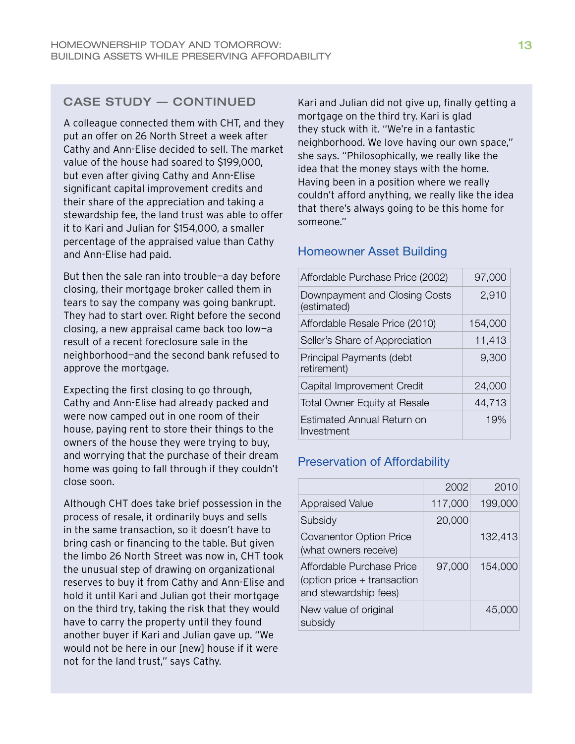## CASE STUDY — CONTINUED

A colleague connected them with CHT, and they put an offer on 26 North Street a week after Cathy and Ann-Elise decided to sell. The market value of the house had soared to $199,000, but even after giving Cathy and Ann-Elise significant capital improvement credits and their share of the appreciation and taking a stewardship fee, the land trust was able to offer it to Kari and Julian for $154,000, a smaller percentage of the appraised value than Cathy and Ann-Elise had paid.

But then the sale ran into trouble—a day before closing, their mortgage broker called them in tears to say the company was going bankrupt. They had to start over. Right before the second closing, a new appraisal came back too low—a result of a recent foreclosure sale in the neighborhood—and the second bank refused to approve the mortgage.

Expecting the first closing to go through, Cathy and Ann-Elise had already packed and were now camped out in one room of their house, paying rent to store their things to the owners of the house they were trying to buy, and worrying that the purchase of their dream home was going to fall through if they couldn't close soon.

Although CHT does take brief possession in the process of resale, it ordinarily buys and sells in the same transaction, so it doesn't have to bring cash or financing to the table. But given the limbo 26 North Street was now in, CHT took the unusual step of drawing on organizational reserves to buy it from Cathy and Ann-Elise and hold it until Kari and Julian got their mortgage on the third try, taking the risk that they would have to carry the property until they found another buyer if Kari and Julian gave up. "We would not be here in our [new] house if it were not for the land trust," says Cathy.

Kari and Julian did not give up, finally getting a mortgage on the third try. Kari is glad they stuck with it. "We're in a fantastic neighborhood. We love having our own space," she says. "Philosophically, we really like the idea that the money stays with the home. Having been in a position where we really couldn't afford anything, we really like the idea that there's always going to be this home for someone."

### Homeowner Asset Building

| | |
|---|---|
| Affordable Purchase Price (2002) | 97,000 |
| Downpayment and Closing Costs (estimated) | 2,910 |
| Affordable Resale Price (2010) | 154,000 |
| Seller's Share of Appreciation | 11,413 |
| Principal Payments (debt retirement) | 9,300 |
| Capital Improvement Credit | 24,000 |
| Total Owner Equity at Resale | 44,713 |
| Estimated Annual Return on Investment | 19% |

### Preservation of Affordability

| | 2002 | 2010 |
|---|---|---|
| Appraised Value | 117,000 | 199,000 |
| Subsidy | 20,000 | |
| Covenantor Option Price (what owners receive) | | 132,413 |
| Affordable Purchase Price (option price + transaction and stewardship fees) | 97,000 | 154,000 |
| New value of original subsidy | | 45,000 |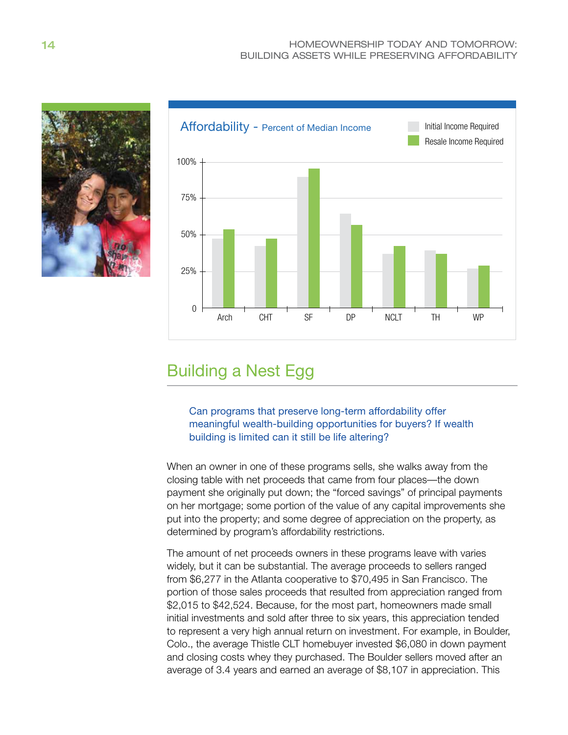## Affordability - Percent of Median Income

Initial Income Required / Resale Income Required

# Building a Nest Egg

> Can programs that preserve long-term affordability offer meaningful wealth-building opportunities for buyers? If wealth building is limited can it still be life altering?

When an owner in one of these programs sells, she walks away from the closing table with net proceeds that came from four places—the down payment she originally put down; the "forced savings" of principal payments on her mortgage; some portion of the value of any capital improvements she put into the property; and some degree of appreciation on the property, as determined by program's affordability restrictions.

The amount of net proceeds owners in these programs leave with varies widely, but it can be substantial. The average proceeds to sellers ranged from $6,277 in the Atlanta cooperative to $70,495 in San Francisco. The portion of those sales proceeds that resulted from appreciation ranged from $2,015 to $42,524. Because, for the most part, homeowners made small initial investments and sold after three to six years, this appreciation tended to represent a very high annual return on investment. For example, in Boulder, Colo., the average Thistle CLT homebuyer invested $6,080 in down payment and closing costs whey they purchased. The Boulder sellers moved after an average of 3.4 years and earned an average of $8,107 in appreciation. This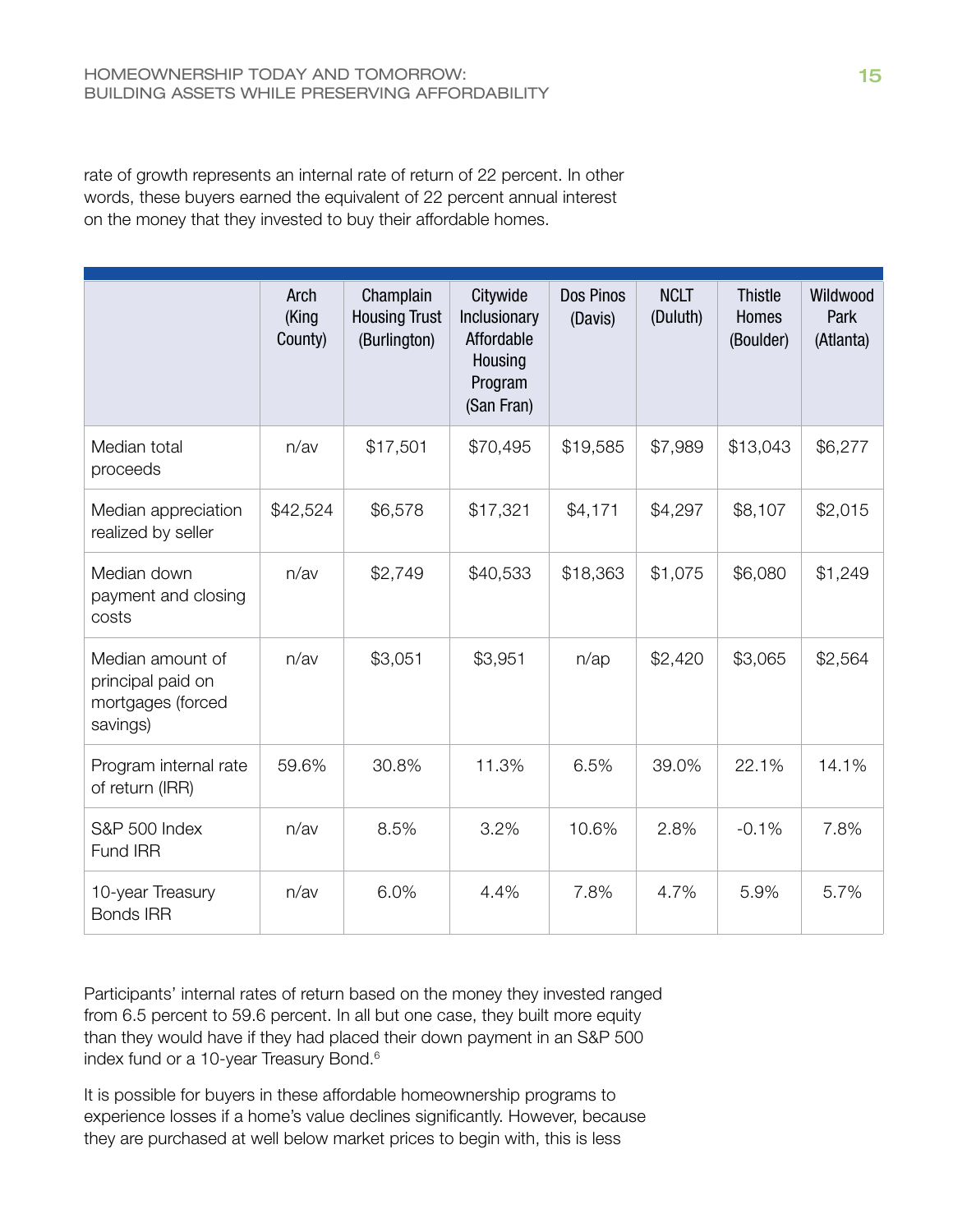rate of growth represents an internal rate of return of 22 percent. In other words, these buyers earned the equivalent of 22 percent annual interest on the money that they invested to buy their affordable homes.

| | Arch (King County) | Champlain Housing Trust (Burlington) | Citywide Inclusionary Affordable Housing Program (San Fran) | Dos Pinos (Davis) | NCLT (Duluth) | Thistle Homes (Boulder) | Wildwood Park (Atlanta) |
|---|---|---|---|---|---|---|---|
| Median total proceeds | n/av | $17,501 | $70,495 | $19,585 | $7,989 | $13,043 | $6,277 |
| Median appreciation realized by seller | $42,524 | $6,578 | $17,321 | $4,171 | $4,297 | $8,107 | $2,015 |
| Median down payment and closing costs | n/av | $2,749 | $40,533 | $18,363 | $1,075 | $6,080 | $1,249 |
| Median amount of principal paid on mortgages (forced savings) | n/av | $3,051 | $3,951 | n/ap | $2,420 | $3,065 | $2,564 |
| Program internal rate of return (IRR) | 59.6% | 30.8% | 11.3% | 6.5% | 39.0% | 22.1% | 14.1% |
| S&P 500 Index Fund IRR | n/av | 8.5% | 3.2% | 10.6% | 2.8% | -0.1% | 7.8% |
| 10-year Treasury Bonds IRR | n/av | 6.0% | 4.4% | 7.8% | 4.7% | 5.9% | 5.7% |

Participants' internal rates of return based on the money they invested ranged from 6.5 percent to 59.6 percent. In all but one case, they built more equity than they would have if they had placed their down payment in an S&P 500 index fund or a 10-year Treasury Bond.[6]

It is possible for buyers in these affordable homeownership programs to experience losses if a home's value declines significantly. However, because they are purchased at well below market prices to begin with, this is less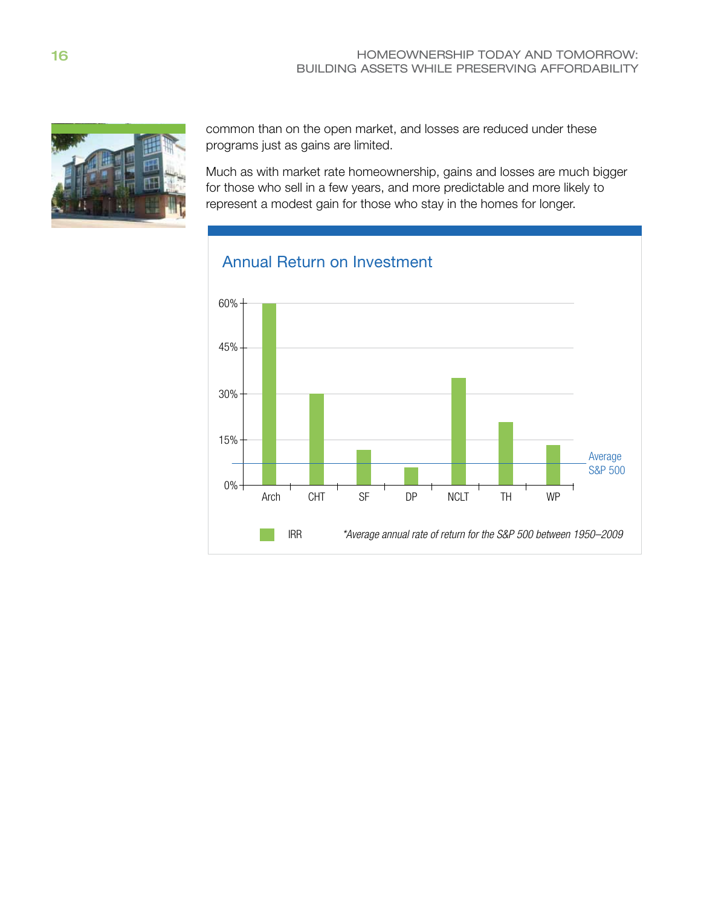common than on the open market, and losses are reduced under these programs just as gains are limited.

Much as with market rate homeownership, gains and losses are much bigger for those who sell in a few years, and more predictable and more likely to represent a modest gain for those who stay in the homes for longer.

## Annual Return on Investment

60%

45%

30%

15%

0%

Arch CHT SF DP NCLT TH WP

Average S&P 500

IRR

*Average annual rate of return for the S&P 500 between 1950–2009*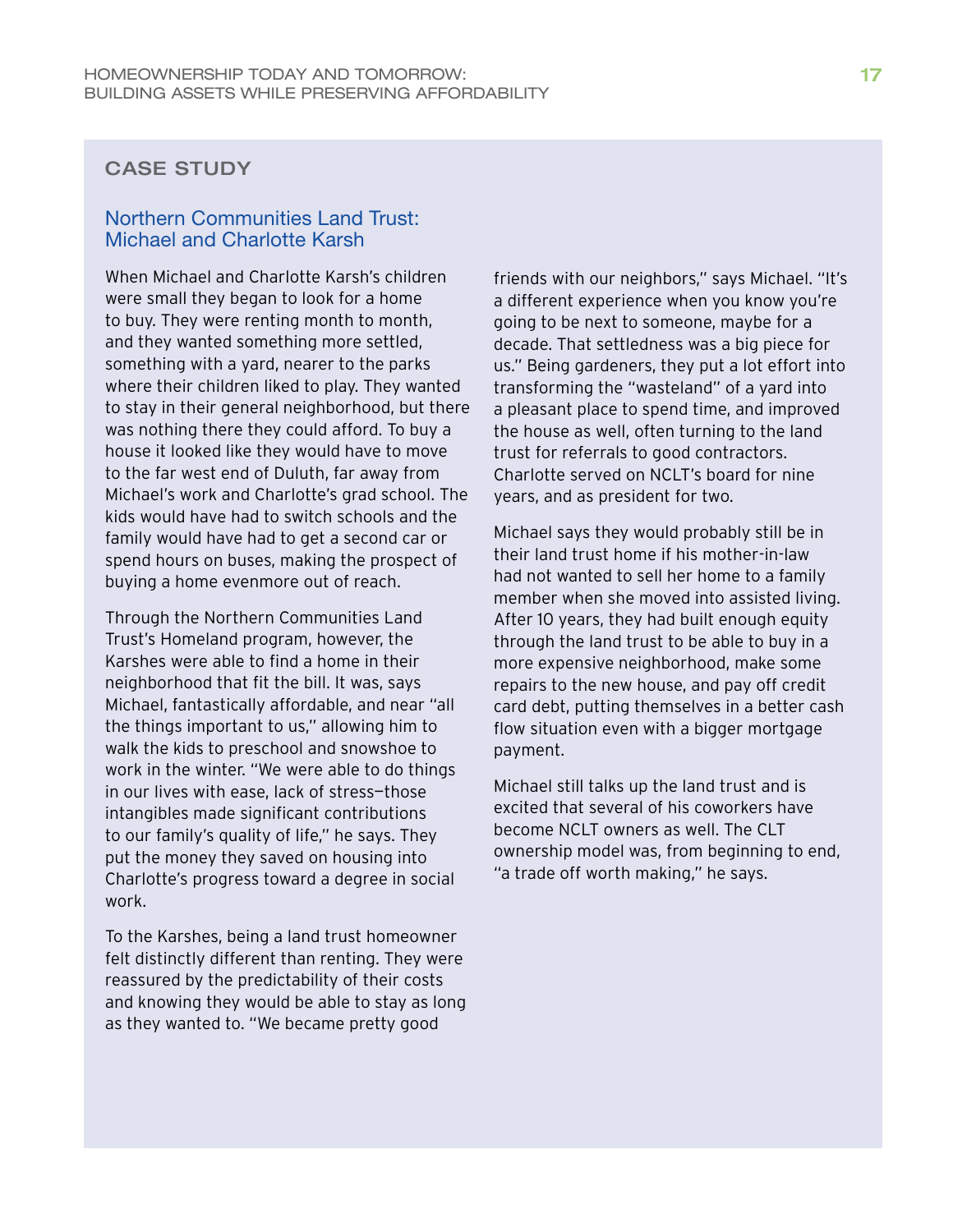## CASE STUDY

### Northern Communities Land Trust: Michael and Charlotte Karsh

When Michael and Charlotte Karsh's children were small they began to look for a home to buy. They were renting month to month, and they wanted something more settled, something with a yard, nearer to the parks where their children liked to play. They wanted to stay in their general neighborhood, but there was nothing there they could afford. To buy a house it looked like they would have to move to the far west end of Duluth, far away from Michael's work and Charlotte's grad school. The kids would have had to switch schools and the family would have had to get a second car or spend hours on buses, making the prospect of buying a home evenmore out of reach.

Through the Northern Communities Land Trust's Homeland program, however, the Karshes were able to find a home in their neighborhood that fit the bill. It was, says Michael, fantastically affordable, and near "all the things important to us," allowing him to walk the kids to preschool and snowshoe to work in the winter. "We were able to do things in our lives with ease, lack of stress—those intangibles made significant contributions to our family's quality of life," he says. They put the money they saved on housing into Charlotte's progress toward a degree in social work.

To the Karshes, being a land trust homeowner felt distinctly different than renting. They were reassured by the predictability of their costs and knowing they would be able to stay as long as they wanted to. "We became pretty good friends with our neighbors," says Michael. "It's a different experience when you know you're going to be next to someone, maybe for a decade. That settledness was a big piece for us." Being gardeners, they put a lot effort into transforming the "wasteland" of a yard into a pleasant place to spend time, and improved the house as well, often turning to the land trust for referrals to good contractors. Charlotte served on NCLT's board for nine years, and as president for two.

Michael says they would probably still be in their land trust home if his mother-in-law had not wanted to sell her home to a family member when she moved into assisted living. After 10 years, they had built enough equity through the land trust to be able to buy in a more expensive neighborhood, make some repairs to the new house, and pay off credit card debt, putting themselves in a better cash flow situation even with a bigger mortgage payment.

Michael still talks up the land trust and is excited that several of his coworkers have become NCLT owners as well. The CLT ownership model was, from beginning to end, "a trade off worth making," he says.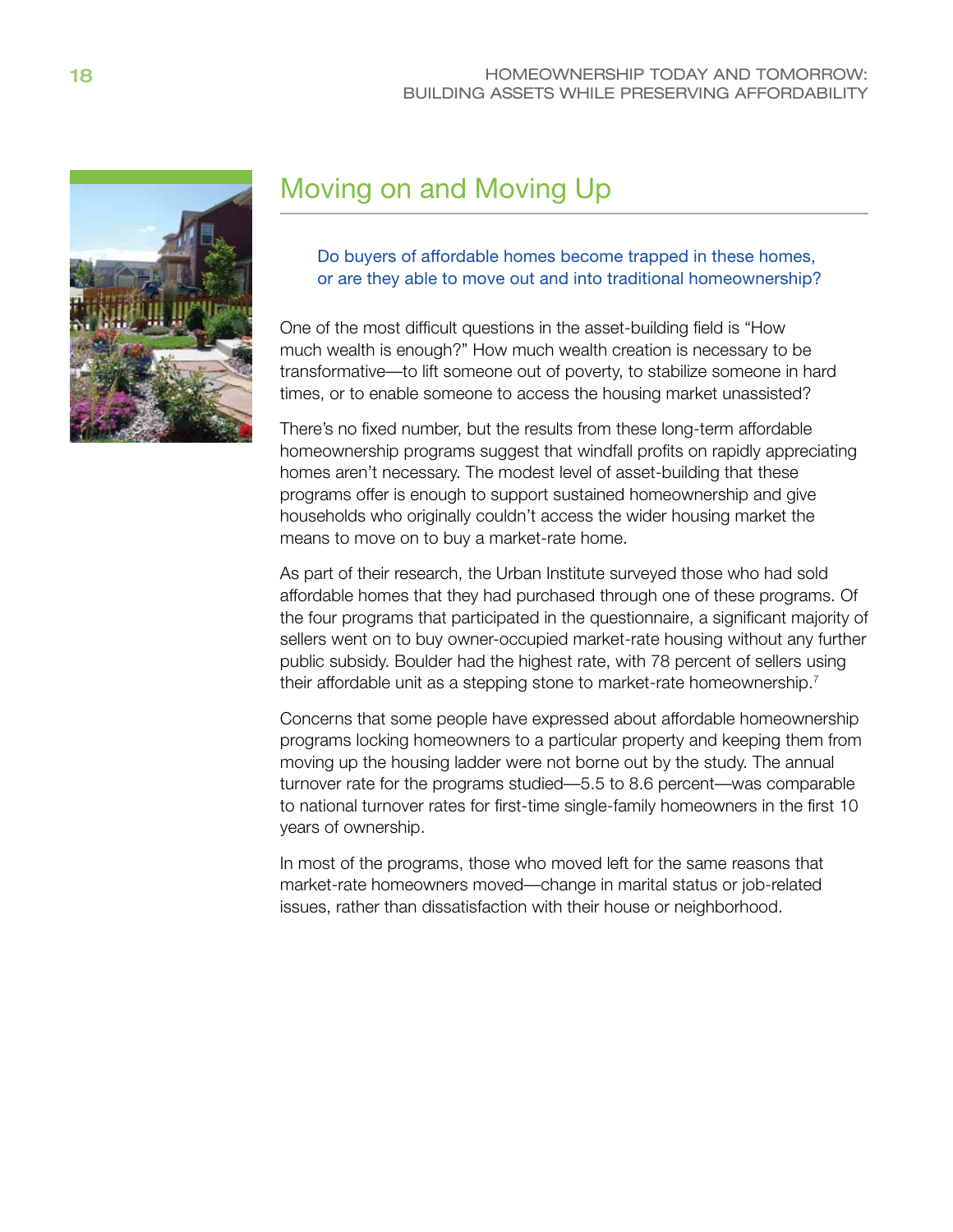## Moving on and Moving Up

Do buyers of affordable homes become trapped in these homes, or are they able to move out and into traditional homeownership?

One of the most difficult questions in the asset-building field is "How much wealth is enough?" How much wealth creation is necessary to be transformative—to lift someone out of poverty, to stabilize someone in hard times, or to enable someone to access the housing market unassisted?

There's no fixed number, but the results from these long-term affordable homeownership programs suggest that windfall profits on rapidly appreciating homes aren't necessary. The modest level of asset-building that these programs offer is enough to support sustained homeownership and give households who originally couldn't access the wider housing market the means to move on to buy a market-rate home.

As part of their research, the Urban Institute surveyed those who had sold affordable homes that they had purchased through one of these programs. Of the four programs that participated in the questionnaire, a significant majority of sellers went on to buy owner-occupied market-rate housing without any further public subsidy. Boulder had the highest rate, with 78 percent of sellers using their affordable unit as a stepping stone to market-rate homeownership.[7]

Concerns that some people have expressed about affordable homeownership programs locking homeowners to a particular property and keeping them from moving up the housing ladder were not borne out by the study. The annual turnover rate for the programs studied—5.5 to 8.6 percent—was comparable to national turnover rates for first-time single-family homeowners in the first 10 years of ownership.

In most of the programs, those who moved left for the same reasons that market-rate homeowners moved—change in marital status or job-related issues, rather than dissatisfaction with their house or neighborhood.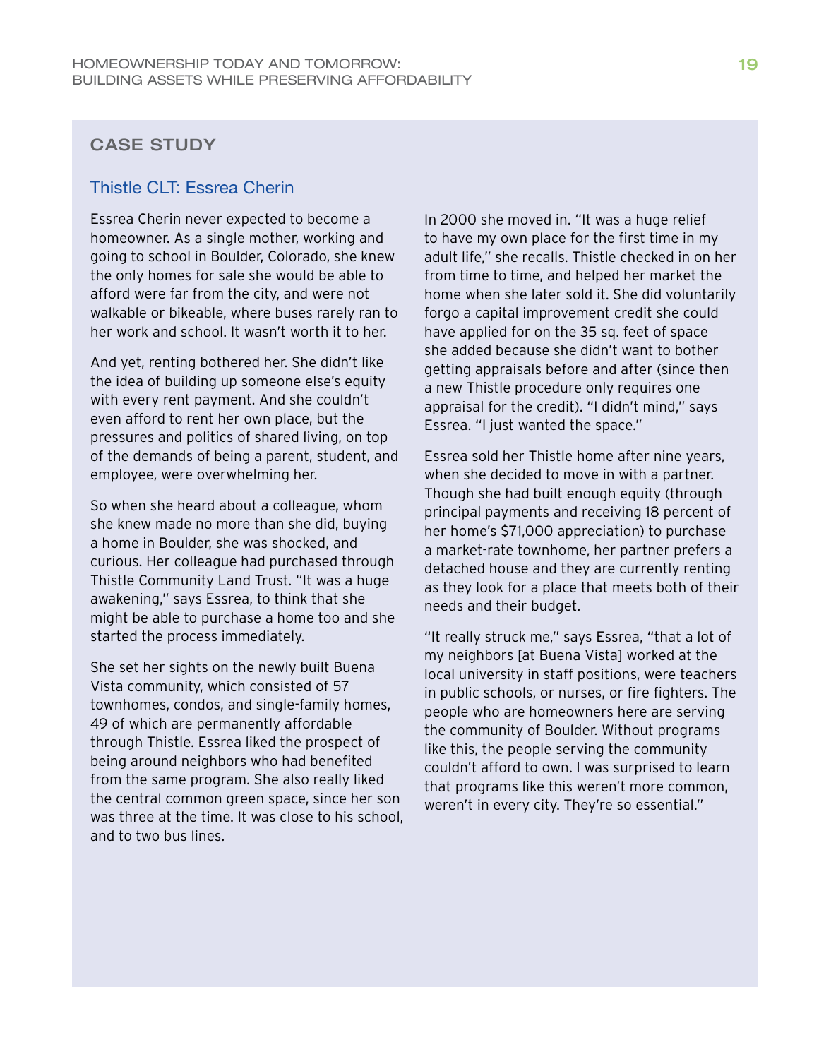## CASE STUDY

### Thistle CLT: Essrea Cherin

Essrea Cherin never expected to become a homeowner. As a single mother, working and going to school in Boulder, Colorado, she knew the only homes for sale she would be able to afford were far from the city, and were not walkable or bikeable, where buses rarely ran to her work and school. It wasn't worth it to her.

And yet, renting bothered her. She didn't like the idea of building up someone else's equity with every rent payment. And she couldn't even afford to rent her own place, but the pressures and politics of shared living, on top of the demands of being a parent, student, and employee, were overwhelming her.

So when she heard about a colleague, whom she knew made no more than she did, buying a home in Boulder, she was shocked, and curious. Her colleague had purchased through Thistle Community Land Trust. "It was a huge awakening," says Essrea, to think that she might be able to purchase a home too and she started the process immediately.

She set her sights on the newly built Buena Vista community, which consisted of 57 townhomes, condos, and single-family homes, 49 of which are permanently affordable through Thistle. Essrea liked the prospect of being around neighbors who had benefited from the same program. She also really liked the central common green space, since her son was three at the time. It was close to his school, and to two bus lines.

In 2000 she moved in. "It was a huge relief to have my own place for the first time in my adult life," she recalls. Thistle checked in on her from time to time, and helped her market the home when she later sold it. She did voluntarily forgo a capital improvement credit she could have applied for on the 35 sq. feet of space she added because she didn't want to bother getting appraisals before and after (since then a new Thistle procedure only requires one appraisal for the credit). "I didn't mind," says Essrea. "I just wanted the space."

Essrea sold her Thistle home after nine years, when she decided to move in with a partner. Though she had built enough equity (through principal payments and receiving 18 percent of her home's $71,000 appreciation) to purchase a market-rate townhome, her partner prefers a detached house and they are currently renting as they look for a place that meets both of their needs and their budget.

"It really struck me," says Essrea, "that a lot of my neighbors [at Buena Vista] worked at the local university in staff positions, were teachers in public schools, or nurses, or fire fighters. The people who are homeowners here are serving the community of Boulder. Without programs like this, the people serving the community couldn't afford to own. I was surprised to learn that programs like this weren't more common, weren't in every city. They're so essential."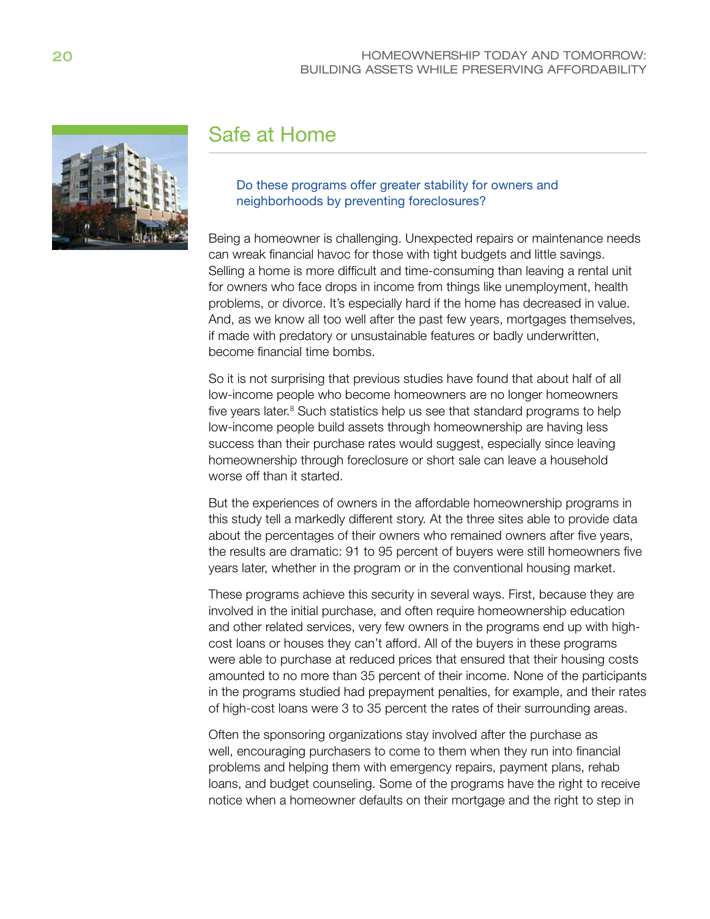## Safe at Home

Do these programs offer greater stability for owners and neighborhoods by preventing foreclosures?

Being a homeowner is challenging. Unexpected repairs or maintenance needs can wreak financial havoc for those with tight budgets and little savings. Selling a home is more difficult and time-consuming than leaving a rental unit for owners who face drops in income from things like unemployment, health problems, or divorce. It's especially hard if the home has decreased in value. And, as we know all too well after the past few years, mortgages themselves, if made with predatory or unsustainable features or badly underwritten, become financial time bombs.

So it is not surprising that previous studies have found that about half of all low-income people who become homeowners are no longer homeowners five years later.[8] Such statistics help us see that standard programs to help low-income people build assets through homeownership are having less success than their purchase rates would suggest, especially since leaving homeownership through foreclosure or short sale can leave a household worse off than it started.

But the experiences of owners in the affordable homeownership programs in this study tell a markedly different story. At the three sites able to provide data about the percentages of their owners who remained owners after five years, the results are dramatic: 91 to 95 percent of buyers were still homeowners five years later, whether in the program or in the conventional housing market.

These programs achieve this security in several ways. First, because they are involved in the initial purchase, and often require homeownership education and other related services, very few owners in the programs end up with high-cost loans or houses they can't afford. All of the buyers in these programs were able to purchase at reduced prices that ensured that their housing costs amounted to no more than 35 percent of their income. None of the participants in the programs studied had prepayment penalties, for example, and their rates of high-cost loans were 3 to 35 percent the rates of their surrounding areas.

Often the sponsoring organizations stay involved after the purchase as well, encouraging purchasers to come to them when they run into financial problems and helping them with emergency repairs, payment plans, rehab loans, and budget counseling. Some of the programs have the right to receive notice when a homeowner defaults on their mortgage and the right to step in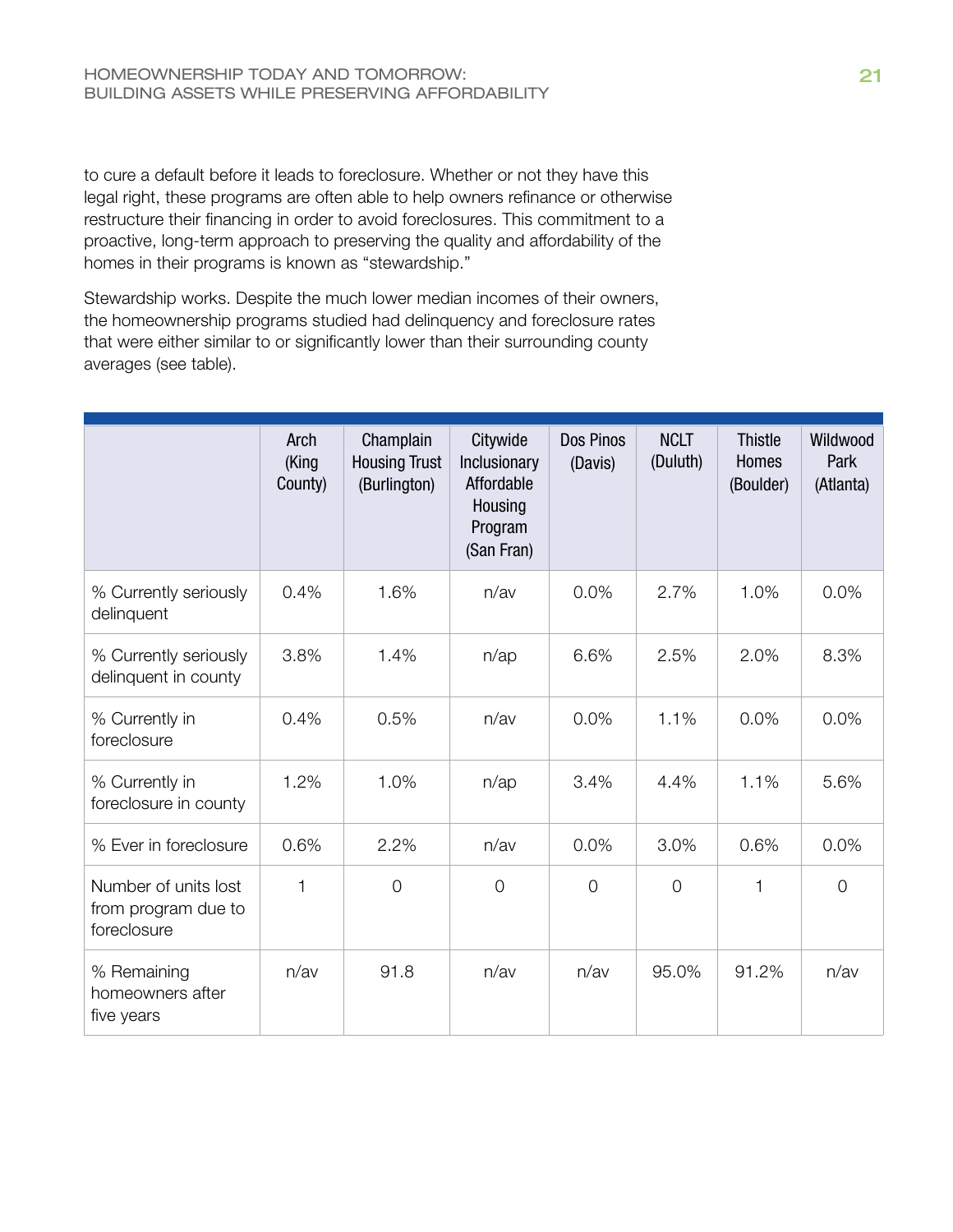to cure a default before it leads to foreclosure. Whether or not they have this legal right, these programs are often able to help owners refinance or otherwise restructure their financing in order to avoid foreclosures. This commitment to a proactive, long-term approach to preserving the quality and affordability of the homes in their programs is known as "stewardship."

Stewardship works. Despite the much lower median incomes of their owners, the homeownership programs studied had delinquency and foreclosure rates that were either similar to or significantly lower than their surrounding county averages (see table).

| | Arch (King County) | Champlain Housing Trust (Burlington) | Citywide Inclusionary Affordable Housing Program (San Fran) | Dos Pinos (Davis) | NCLT (Duluth) | Thistle Homes (Boulder) | Wildwood Park (Atlanta) |
|---|---|---|---|---|---|---|---|
| % Currently seriously delinquent | 0.4% | 1.6% | n/av | 0.0% | 2.7% | 1.0% | 0.0% |
| % Currently seriously delinquent in county | 3.8% | 1.4% | n/ap | 6.6% | 2.5% | 2.0% | 8.3% |
| % Currently in foreclosure | 0.4% | 0.5% | n/av | 0.0% | 1.1% | 0.0% | 0.0% |
| % Currently in foreclosure in county | 1.2% | 1.0% | n/ap | 3.4% | 4.4% | 1.1% | 5.6% |
| % Ever in foreclosure | 0.6% | 2.2% | n/av | 0.0% | 3.0% | 0.6% | 0.0% |
| Number of units lost from program due to foreclosure | 1 | 0 | 0 | 0 | 0 | 1 | 0 |
| % Remaining homeowners after five years | n/av | 91.8 | n/av | n/av | 95.0% | 91.2% | n/av |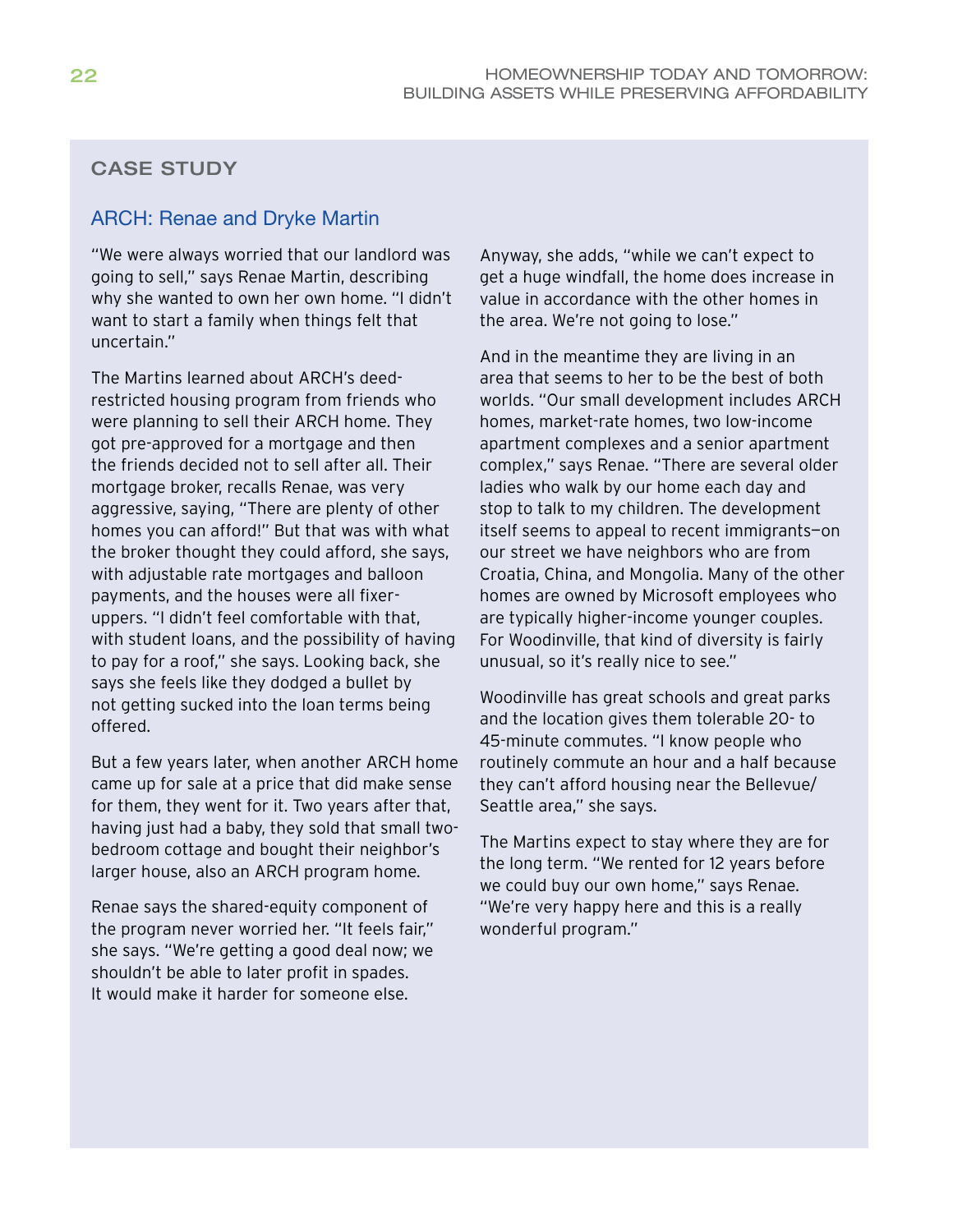## CASE STUDY

### ARCH: Renae and Dryke Martin

"We were always worried that our landlord was going to sell," says Renae Martin, describing why she wanted to own her own home. "I didn't want to start a family when things felt that uncertain."

The Martins learned about ARCH's deed-restricted housing program from friends who were planning to sell their ARCH home. They got pre-approved for a mortgage and then the friends decided not to sell after all. Their mortgage broker, recalls Renae, was very aggressive, saying, "There are plenty of other homes you can afford!" But that was with what the broker thought they could afford, she says, with adjustable rate mortgages and balloon payments, and the houses were all fixer-uppers. "I didn't feel comfortable with that, with student loans, and the possibility of having to pay for a roof," she says. Looking back, she says she feels like they dodged a bullet by not getting sucked into the loan terms being offered.

But a few years later, when another ARCH home came up for sale at a price that did make sense for them, they went for it. Two years after that, having just had a baby, they sold that small two-bedroom cottage and bought their neighbor's larger house, also an ARCH program home.

Renae says the shared-equity component of the program never worried her. "It feels fair," she says. "We're getting a good deal now; we shouldn't be able to later profit in spades. It would make it harder for someone else. Anyway, she adds, "while we can't expect to get a huge windfall, the home does increase in value in accordance with the other homes in the area. We're not going to lose."

And in the meantime they are living in an area that seems to her to be the best of both worlds. "Our small development includes ARCH homes, market-rate homes, two low-income apartment complexes and a senior apartment complex," says Renae. "There are several older ladies who walk by our home each day and stop to talk to my children. The development itself seems to appeal to recent immigrants—on our street we have neighbors who are from Croatia, China, and Mongolia. Many of the other homes are owned by Microsoft employees who are typically higher-income younger couples. For Woodinville, that kind of diversity is fairly unusual, so it's really nice to see."

Woodinville has great schools and great parks and the location gives them tolerable 20- to 45-minute commutes. "I know people who routinely commute an hour and a half because they can't afford housing near the Bellevue/Seattle area," she says.

The Martins expect to stay where they are for the long term. "We rented for 12 years before we could buy our own home," says Renae. "We're very happy here and this is a really wonderful program."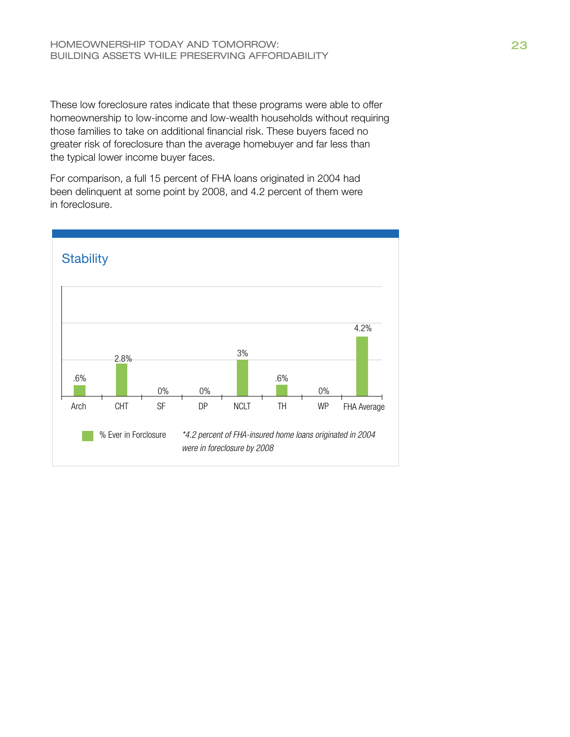These low foreclosure rates indicate that these programs were able to offer homeownership to low-income and low-wealth households without requiring those families to take on additional financial risk. These buyers faced no greater risk of foreclosure than the average homebuyer and far less than the typical lower income buyer faces.

For comparison, a full 15 percent of FHA loans originated in 2004 had been delinquent at some point by 2008, and 4.2 percent of them were in foreclosure.

## Stability

| | Arch | CHT | SF | DP | NCLT | TH | WP | FHA Average |
|---|---|---|---|---|---|---|---|---|
| % Ever in Forclosure | .6% | 2.8% | 0% | 0% | 3% | .6% | 0% | 4.2% |

*\*4.2 percent of FHA-insured home loans originated in 2004 were in foreclosure by 2008*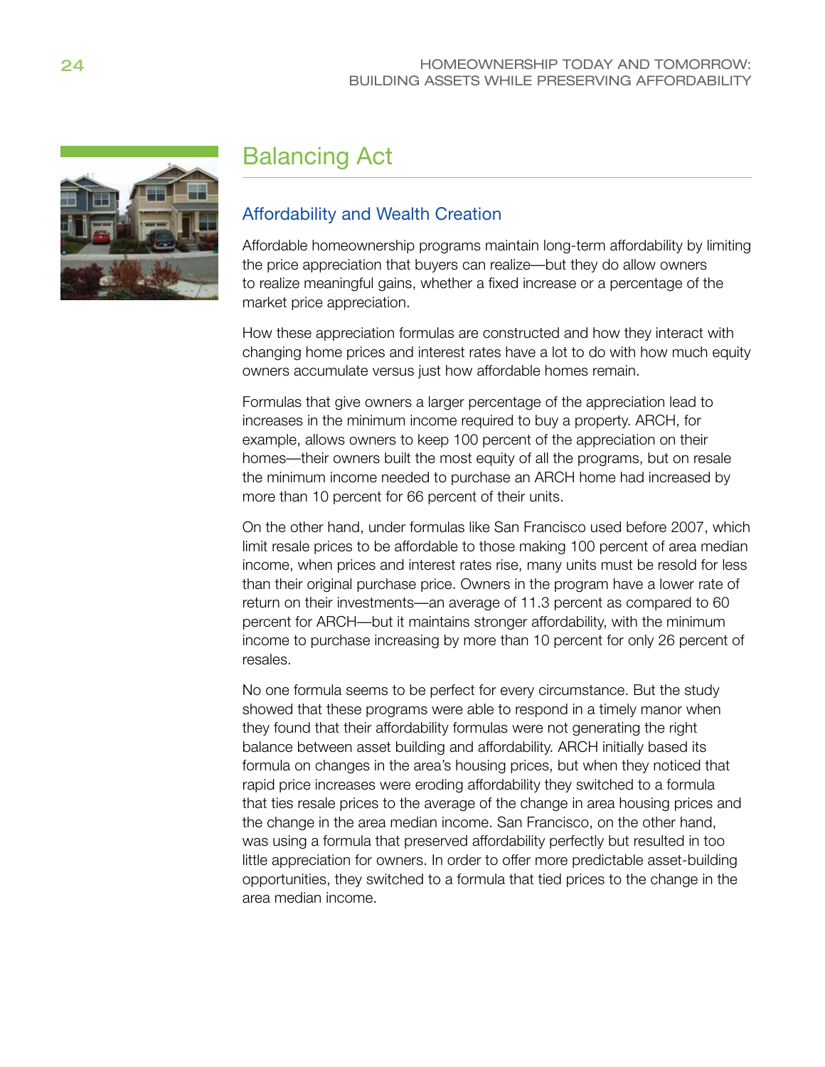# Balancing Act

## Affordability and Wealth Creation

Affordable homeownership programs maintain long-term affordability by limiting the price appreciation that buyers can realize—but they do allow owners to realize meaningful gains, whether a fixed increase or a percentage of the market price appreciation.

How these appreciation formulas are constructed and how they interact with changing home prices and interest rates have a lot to do with how much equity owners accumulate versus just how affordable homes remain.

Formulas that give owners a larger percentage of the appreciation lead to increases in the minimum income required to buy a property. ARCH, for example, allows owners to keep 100 percent of the appreciation on their homes—their owners built the most equity of all the programs, but on resale the minimum income needed to purchase an ARCH home had increased by more than 10 percent for 66 percent of their units.

On the other hand, under formulas like San Francisco used before 2007, which limit resale prices to be affordable to those making 100 percent of area median income, when prices and interest rates rise, many units must be resold for less than their original purchase price. Owners in the program have a lower rate of return on their investments—an average of 11.3 percent as compared to 60 percent for ARCH—but it maintains stronger affordability, with the minimum income to purchase increasing by more than 10 percent for only 26 percent of resales.

No one formula seems to be perfect for every circumstance. But the study showed that these programs were able to respond in a timely manor when they found that their affordability formulas were not generating the right balance between asset building and affordability. ARCH initially based its formula on changes in the area's housing prices, but when they noticed that rapid price increases were eroding affordability they switched to a formula that ties resale prices to the average of the change in area housing prices and the change in the area median income. San Francisco, on the other hand, was using a formula that preserved affordability perfectly but resulted in too little appreciation for owners. In order to offer more predictable asset-building opportunities, they switched to a formula that tied prices to the change in the area median income.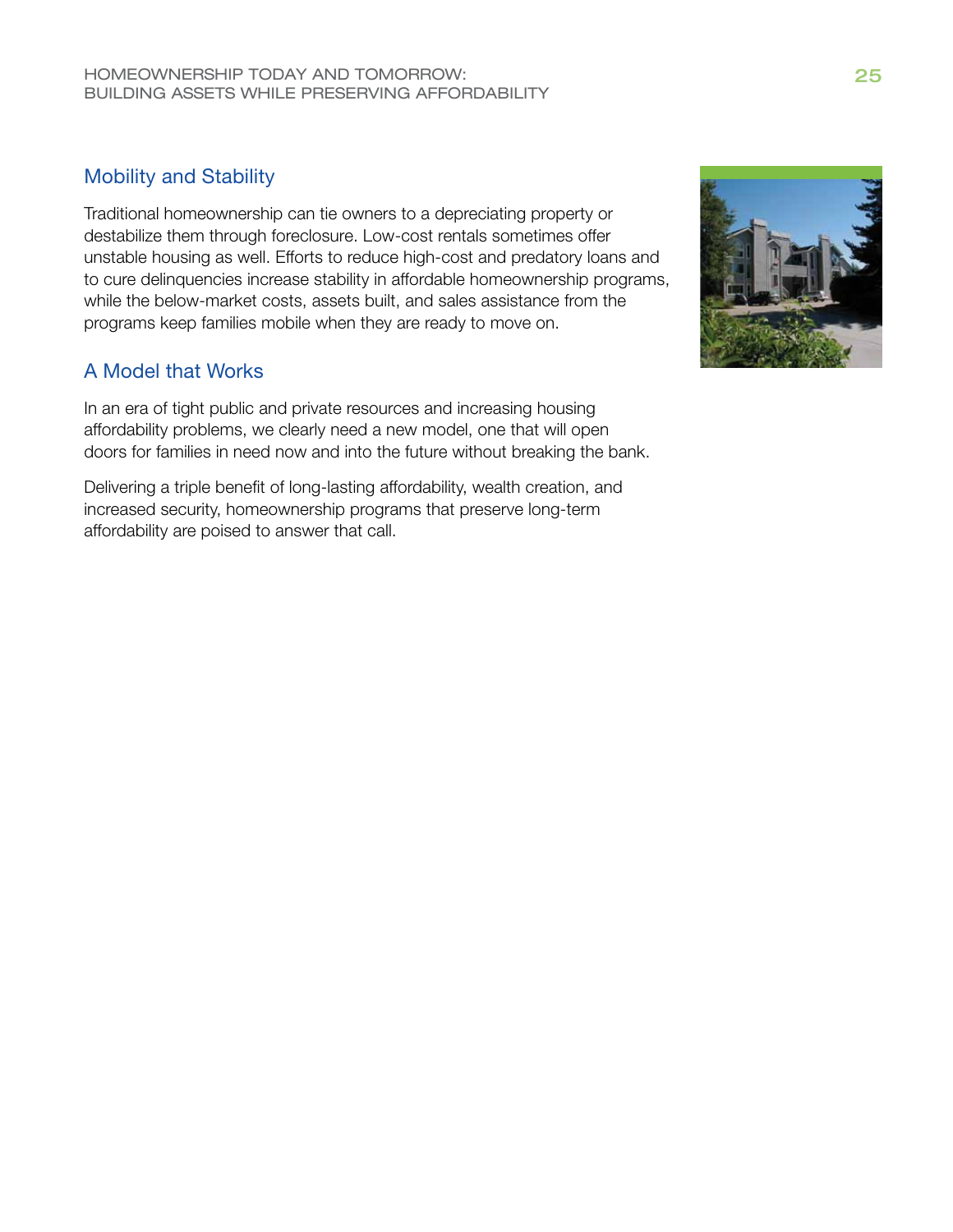## Mobility and Stability

Traditional homeownership can tie owners to a depreciating property or destabilize them through foreclosure. Low-cost rentals sometimes offer unstable housing as well. Efforts to reduce high-cost and predatory loans and to cure delinquencies increase stability in affordable homeownership programs, while the below-market costs, assets built, and sales assistance from the programs keep families mobile when they are ready to move on.

## A Model that Works

In an era of tight public and private resources and increasing housing affordability problems, we clearly need a new model, one that will open doors for families in need now and into the future without breaking the bank.

Delivering a triple benefit of long-lasting affordability, wealth creation, and increased security, homeownership programs that preserve long-term affordability are poised to answer that call.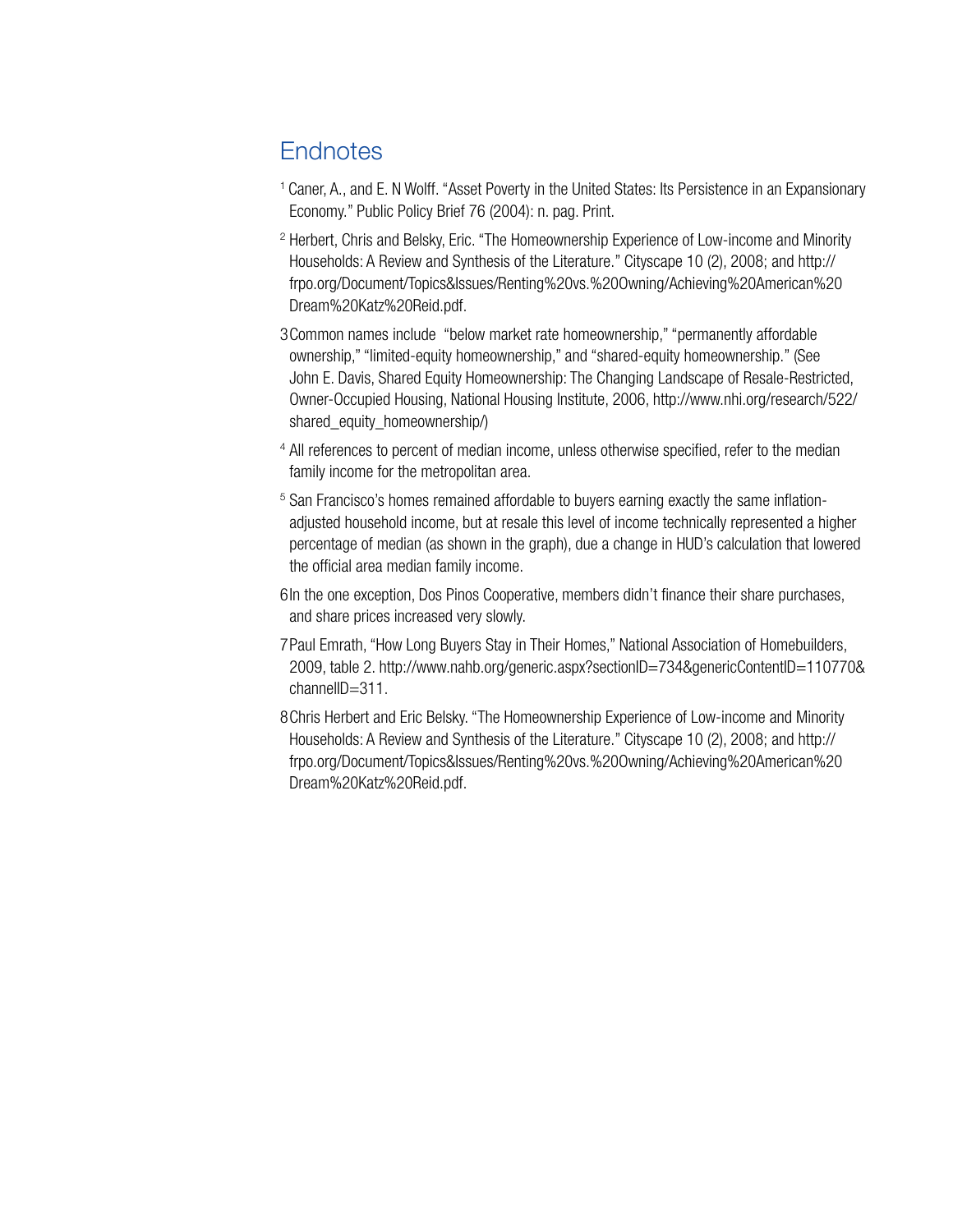## Endnotes

[1] Caner, A., and E. N Wolff. "Asset Poverty in the United States: Its Persistence in an Expansionary Economy." Public Policy Brief 76 (2004): n. pag. Print.

[2] Herbert, Chris and Belsky, Eric. "The Homeownership Experience of Low-income and Minority Households: A Review and Synthesis of the Literature." Cityscape 10 (2), 2008; and http://frpo.org/Document/Topics&Issues/Renting%20vs.%20Owning/Achieving%20American%20Dream%20Katz%20Reid.pdf.

3 Common names include "below market rate homeownership," "permanently affordable ownership," "limited-equity homeownership," and "shared-equity homeownership." (See John E. Davis, Shared Equity Homeownership: The Changing Landscape of Resale-Restricted, Owner-Occupied Housing, National Housing Institute, 2006, http://www.nhi.org/research/522/shared_equity_homeownership/)

[4] All references to percent of median income, unless otherwise specified, refer to the median family income for the metropolitan area.

[5] San Francisco's homes remained affordable to buyers earning exactly the same inflation-adjusted household income, but at resale this level of income technically represented a higher percentage of median (as shown in the graph), due a change in HUD's calculation that lowered the official area median family income.

6 In the one exception, Dos Pinos Cooperative, members didn't finance their share purchases, and share prices increased very slowly.

7 Paul Emrath, "How Long Buyers Stay in Their Homes," National Association of Homebuilders, 2009, table 2. http://www.nahb.org/generic.aspx?sectionID=734&genericContentID=110770&channelID=311.

8 Chris Herbert and Eric Belsky. "The Homeownership Experience of Low-income and Minority Households: A Review and Synthesis of the Literature." Cityscape 10 (2), 2008; and http://frpo.org/Document/Topics&Issues/Renting%20vs.%20Owning/Achieving%20American%20Dream%20Katz%20Reid.pdf.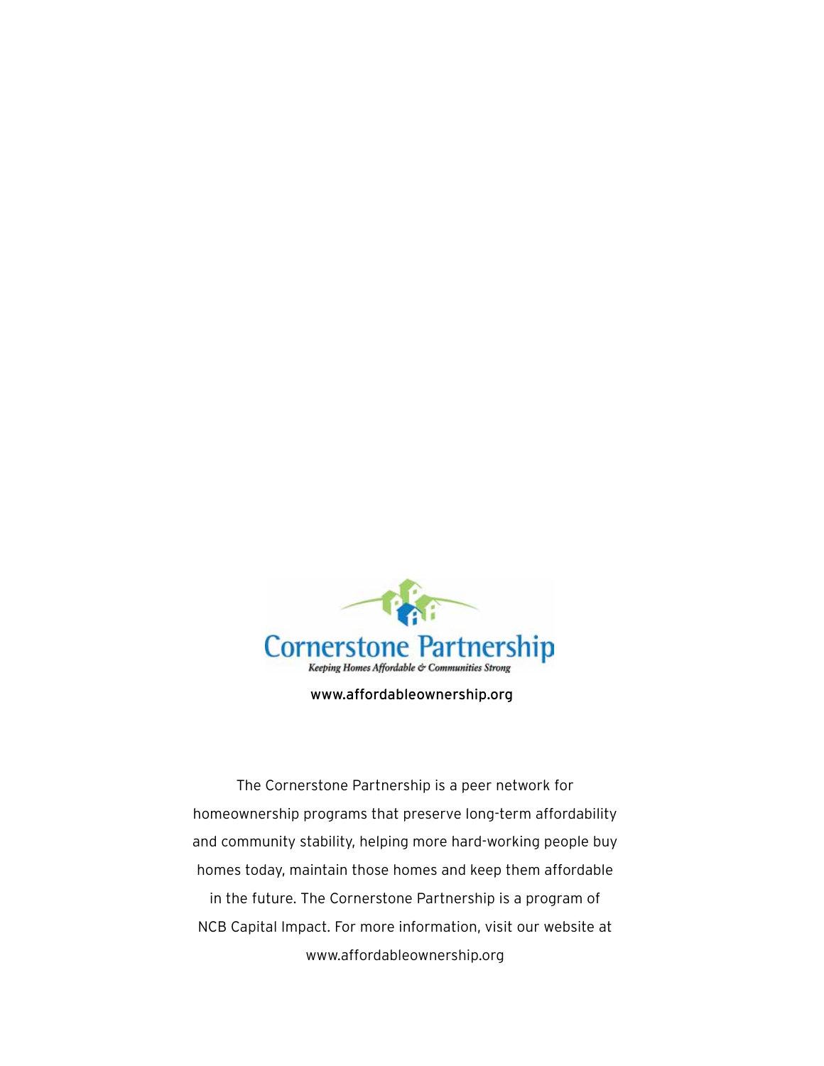Cornerstone Partnership

*Keeping Homes Affordable & Communities Strong*

www.affordableownership.org

The Cornerstone Partnership is a peer network for homeownership programs that preserve long-term affordability and community stability, helping more hard-working people buy homes today, maintain those homes and keep them affordable in the future. The Cornerstone Partnership is a program of NCB Capital Impact. For more information, visit our website at www.affordableownership.org